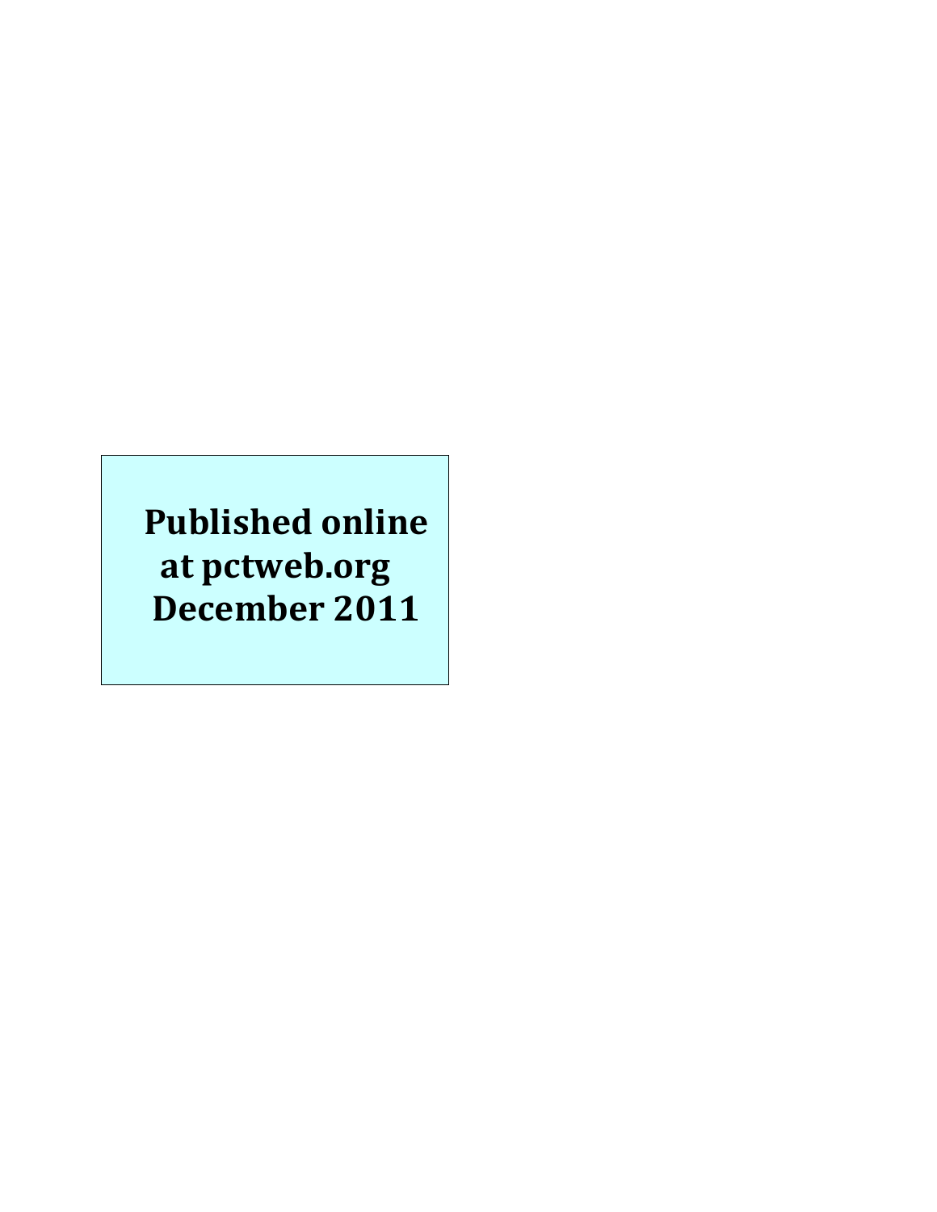**Published online at pctweb.org December 2011**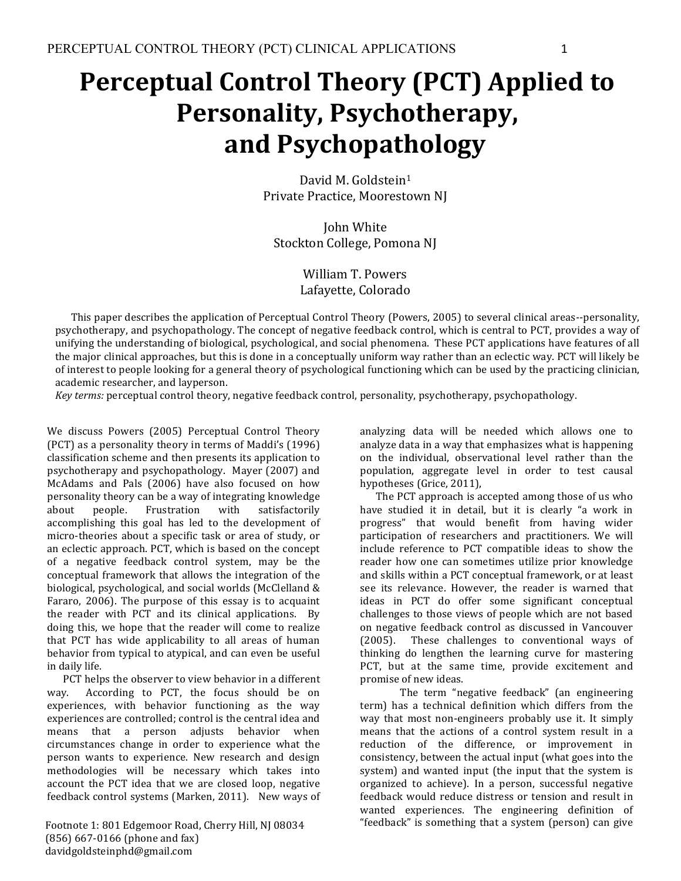# Perceptual Control Theory (PCT) Applied to Personality, Psychotherapy, and Psychopathology

David M. Goldstein[1]
Private Practice, Moorestown NJ

John White
Stockton College, Pomona NJ

William T. Powers
Lafayette, Colorado

This paper describes the application of Perceptual Control Theory (Powers, 2005) to several clinical areas--personality, psychotherapy, and psychopathology. The concept of negative feedback control, which is central to PCT, provides a way of unifying the understanding of biological, psychological, and social phenomena. These PCT applications have features of all the major clinical approaches, but this is done in a conceptually uniform way rather than an eclectic way. PCT will likely be of interest to people looking for a general theory of psychological functioning which can be used by the practicing clinician, academic researcher, and layperson.

*Key terms:* perceptual control theory, negative feedback control, personality, psychotherapy, psychopathology.

We discuss Powers (2005) Perceptual Control Theory (PCT) as a personality theory in terms of Maddi's (1996) classification scheme and then presents its application to psychotherapy and psychopathology. Mayer (2007) and McAdams and Pals (2006) have also focused on how personality theory can be a way of integrating knowledge about people. Frustration with satisfactorily accomplishing this goal has led to the development of micro-theories about a specific task or area of study, or an eclectic approach. PCT, which is based on the concept of a negative feedback control system, may be the conceptual framework that allows the integration of the biological, psychological, and social worlds (McClelland & Fararo, 2006). The purpose of this essay is to acquaint the reader with PCT and its clinical applications. By doing this, we hope that the reader will come to realize that PCT has wide applicability to all areas of human behavior from typical to atypical, and can even be useful in daily life.

PCT helps the observer to view behavior in a different way. According to PCT, the focus should be on experiences, with behavior functioning as the way experiences are controlled; control is the central idea and means that a person adjusts behavior when circumstances change in order to experience what the person wants to experience. New research and design methodologies will be necessary which takes into account the PCT idea that we are closed loop, negative feedback control systems (Marken, 2011). New ways of analyzing data will be needed which allows one to analyze data in a way that emphasizes what is happening on the individual, observational level rather than the population, aggregate level in order to test causal hypotheses (Grice, 2011),

The PCT approach is accepted among those of us who have studied it in detail, but it is clearly "a work in progress" that would benefit from having wider participation of researchers and practitioners. We will include reference to PCT compatible ideas to show the reader how one can sometimes utilize prior knowledge and skills within a PCT conceptual framework, or at least see its relevance. However, the reader is warned that ideas in PCT do offer some significant conceptual challenges to those views of people which are not based on negative feedback control as discussed in Vancouver (2005). These challenges to conventional ways of thinking do lengthen the learning curve for mastering PCT, but at the same time, provide excitement and promise of new ideas.

The term "negative feedback" (an engineering term) has a technical definition which differs from the way that most non-engineers probably use it. It simply means that the actions of a control system result in a reduction of the difference, or improvement in consistency, between the actual input (what goes into the system) and wanted input (the input that the system is organized to achieve). In a person, successful negative feedback would reduce distress or tension and result in wanted experiences. The engineering definition of "feedback" is something that a system (person) can give

Footnote 1: 801 Edgemoor Road, Cherry Hill, NJ 08034
(856) 667-0166 (phone and fax)
davidgoldsteinphd@gmail.com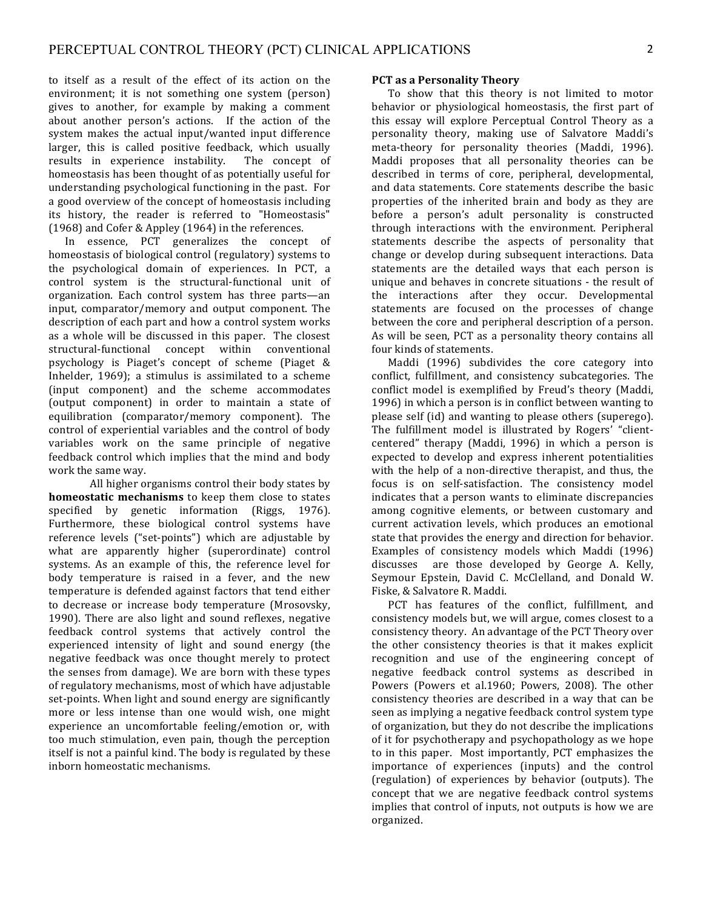to itself as a result of the effect of its action on the environment; it is not something one system (person) gives to another, for example by making a comment about another person's actions. If the action of the system makes the actual input/wanted input difference larger, this is called positive feedback, which usually results in experience instability. The concept of homeostasis has been thought of as potentially useful for understanding psychological functioning in the past. For a good overview of the concept of homeostasis including its history, the reader is referred to "Homeostasis" (1968) and Cofer & Appley (1964) in the references.

In essence, PCT generalizes the concept of homeostasis of biological control (regulatory) systems to the psychological domain of experiences. In PCT, a control system is the structural-functional unit of organization. Each control system has three parts—an input, comparator/memory and output component. The description of each part and how a control system works as a whole will be discussed in this paper. The closest structural-functional concept within conventional psychology is Piaget's concept of scheme (Piaget & Inhelder, 1969); a stimulus is assimilated to a scheme (input component) and the scheme accommodates (output component) in order to maintain a state of equilibration (comparator/memory component). The control of experiential variables and the control of body variables work on the same principle of negative feedback control which implies that the mind and body work the same way.

All higher organisms control their body states by **homeostatic mechanisms** to keep them close to states specified by genetic information (Riggs, 1976). Furthermore, these biological control systems have reference levels ("set-points") which are adjustable by what are apparently higher (superordinate) control systems. As an example of this, the reference level for body temperature is raised in a fever, and the new temperature is defended against factors that tend either to decrease or increase body temperature (Mrosovsky, 1990). There are also light and sound reflexes, negative feedback control systems that actively control the experienced intensity of light and sound energy (the negative feedback was once thought merely to protect the senses from damage). We are born with these types of regulatory mechanisms, most of which have adjustable set-points. When light and sound energy are significantly more or less intense than one would wish, one might experience an uncomfortable feeling/emotion or, with too much stimulation, even pain, though the perception itself is not a painful kind. The body is regulated by these inborn homeostatic mechanisms.

**PCT as a Personality Theory**

To show that this theory is not limited to motor behavior or physiological homeostasis, the first part of this essay will explore Perceptual Control Theory as a personality theory, making use of Salvatore Maddi's meta-theory for personality theories (Maddi, 1996). Maddi proposes that all personality theories can be described in terms of core, peripheral, developmental, and data statements. Core statements describe the basic properties of the inherited brain and body as they are before a person's adult personality is constructed through interactions with the environment. Peripheral statements describe the aspects of personality that change or develop during subsequent interactions. Data statements are the detailed ways that each person is unique and behaves in concrete situations - the result of the interactions after they occur. Developmental statements are focused on the processes of change between the core and peripheral description of a person. As will be seen, PCT as a personality theory contains all four kinds of statements.

Maddi (1996) subdivides the core category into conflict, fulfillment, and consistency subcategories. The conflict model is exemplified by Freud's theory (Maddi, 1996) in which a person is in conflict between wanting to please self (id) and wanting to please others (superego). The fulfillment model is illustrated by Rogers' "client-centered" therapy (Maddi, 1996) in which a person is expected to develop and express inherent potentialities with the help of a non-directive therapist, and thus, the focus is on self-satisfaction. The consistency model indicates that a person wants to eliminate discrepancies among cognitive elements, or between customary and current activation levels, which produces an emotional state that provides the energy and direction for behavior. Examples of consistency models which Maddi (1996) discusses are those developed by George A. Kelly, Seymour Epstein, David C. McClelland, and Donald W. Fiske, & Salvatore R. Maddi.

PCT has features of the conflict, fulfillment, and consistency models but, we will argue, comes closest to a consistency theory. An advantage of the PCT Theory over the other consistency theories is that it makes explicit recognition and use of the engineering concept of negative feedback control systems as described in Powers (Powers et al.1960; Powers, 2008). The other consistency theories are described in a way that can be seen as implying a negative feedback control system type of organization, but they do not describe the implications of it for psychotherapy and psychopathology as we hope to in this paper. Most importantly, PCT emphasizes the importance of experiences (inputs) and the control (regulation) of experiences by behavior (outputs). The concept that we are negative feedback control systems implies that control of inputs, not outputs is how we are organized.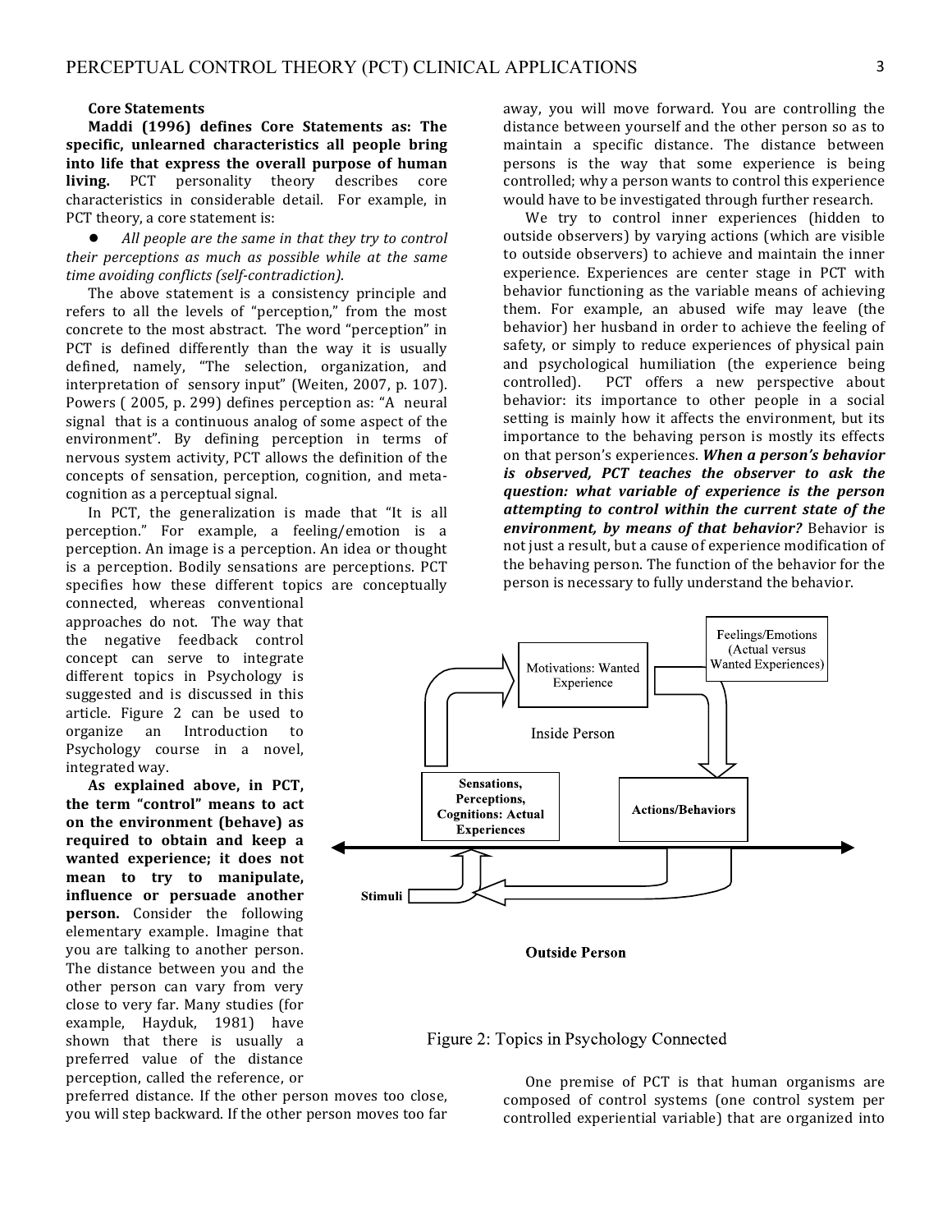**Core Statements**

**Maddi (1996) defines Core Statements as: The specific, unlearned characteristics all people bring into life that express the overall purpose of human living.** PCT personality theory describes core characteristics in considerable detail. For example, in PCT theory, a core statement is:

- *All people are the same in that they try to control their perceptions as much as possible while at the same time avoiding conflicts (self-contradiction).*

The above statement is a consistency principle and refers to all the levels of "perception," from the most concrete to the most abstract. The word "perception" in PCT is defined differently than the way it is usually defined, namely, "The selection, organization, and interpretation of sensory input" (Weiten, 2007, p. 107). Powers ( 2005, p. 299) defines perception as: "A neural signal that is a continuous analog of some aspect of the environment". By defining perception in terms of nervous system activity, PCT allows the definition of the concepts of sensation, perception, cognition, and meta-cognition as a perceptual signal.

In PCT, the generalization is made that "It is all perception." For example, a feeling/emotion is a perception. An image is a perception. An idea or thought is a perception. Bodily sensations are perceptions. PCT specifies how these different topics are conceptually connected, whereas conventional approaches do not. The way that the negative feedback control concept can serve to integrate different topics in Psychology is suggested and is discussed in this article. Figure 2 can be used to organize an Introduction to Psychology course in a novel, integrated way.

**As explained above, in PCT, the term "control" means to act on the environment (behave) as required to obtain and keep a wanted experience; it does not mean to try to manipulate, influence or persuade another person.** Consider the following elementary example. Imagine that you are talking to another person. The distance between you and the other person can vary from very close to very far. Many studies (for example, Hayduk, 1981) have shown that there is usually a preferred value of the distance perception, called the reference, or preferred distance. If the other person moves too close, you will step backward. If the other person moves too far away, you will move forward. You are controlling the distance between yourself and the other person so as to maintain a specific distance. The distance between persons is the way that some experience is being controlled; why a person wants to control this experience would have to be investigated through further research.

We try to control inner experiences (hidden to outside observers) by varying actions (which are visible to outside observers) to achieve and maintain the inner experience. Experiences are center stage in PCT with behavior functioning as the variable means of achieving them. For example, an abused wife may leave (the behavior) her husband in order to achieve the feeling of safety, or simply to reduce experiences of physical pain and psychological humiliation (the experience being controlled). PCT offers a new perspective about behavior: its importance to other people in a social setting is mainly how it affects the environment, but its importance to the behaving person is mostly its effects on that person's experiences. ***When a person's behavior is observed, PCT teaches the observer to ask the question: what variable of experience is the person attempting to control within the current state of the environment, by means of that behavior?*** Behavior is not just a result, but a cause of experience modification of the behaving person. The function of the behavior for the person is necessary to fully understand the behavior.

Motivations: Wanted Experience

Feelings/Emotions (Actual versus Wanted Experiences)

Inside Person

Sensations, Perceptions, Cognitions: Actual Experiences

Actions/Behaviors

Stimuli

Outside Person

Figure 2: Topics in Psychology Connected

One premise of PCT is that human organisms are composed of control systems (one control system per controlled experiential variable) that are organized into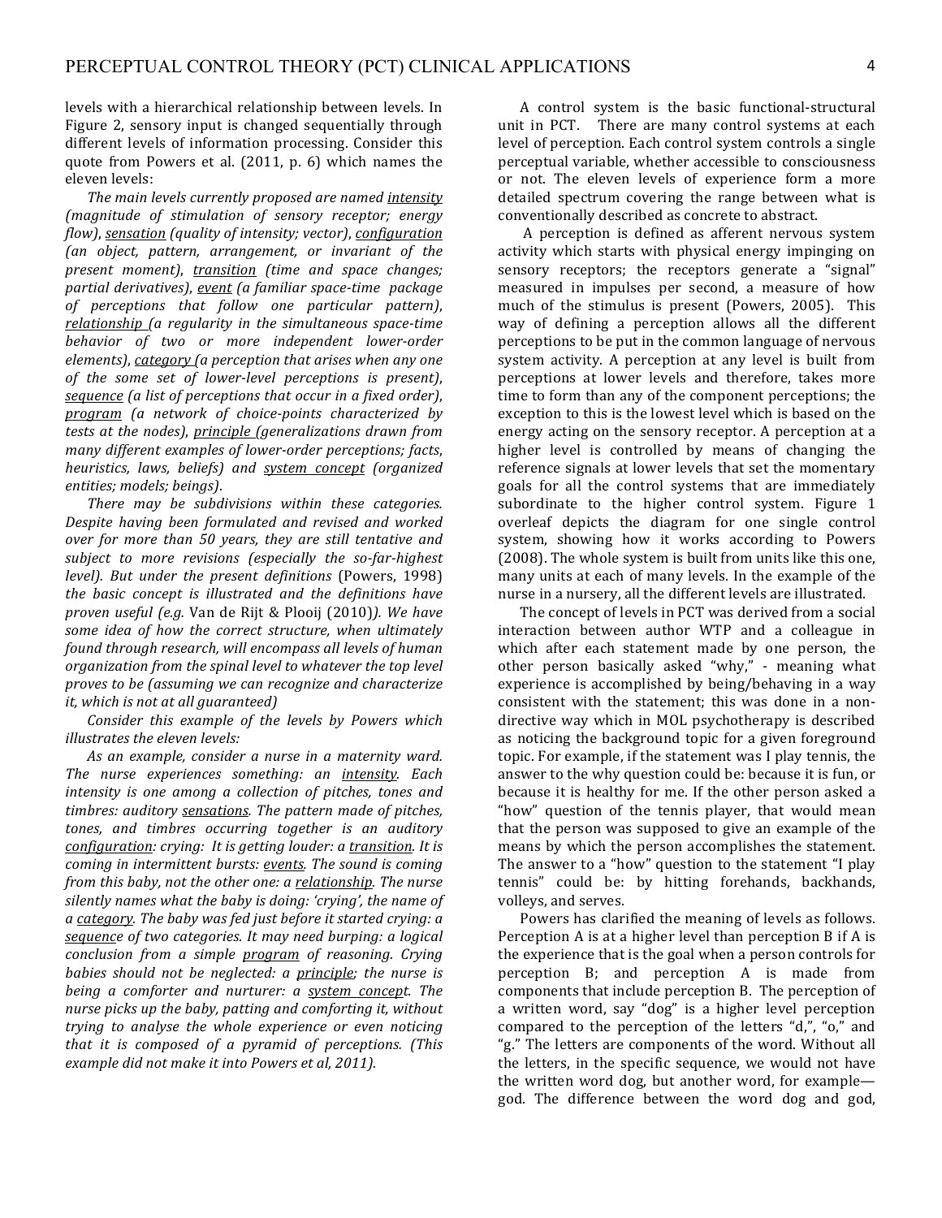levels with a hierarchical relationship between levels. In Figure 2, sensory input is changed sequentially through different levels of information processing. Consider this quote from Powers et al. (2011, p. 6) which names the eleven levels:

*The main levels currently proposed are named* *intensity* *(magnitude of stimulation of sensory receptor; energy flow),* *sensation* *(quality of intensity; vector),* *configuration* *(an object, pattern, arrangement, or invariant of the present moment),* *transition* *(time and space changes; partial derivatives),* *event* *(a familiar space-time package of perceptions that follow one particular pattern),* *relationship* *(a regularity in the simultaneous space-time behavior of two or more independent lower-order elements),* *category* *(a perception that arises when any one of the some set of lower-level perceptions is present),* *sequence* *(a list of perceptions that occur in a fixed order),* *program* *(a network of choice-points characterized by tests at the nodes),* *principle* *(generalizations drawn from many different examples of lower-order perceptions; facts, heuristics, laws, beliefs) and* *system concept* *(organized entities; models; beings).*

*There may be subdivisions within these categories. Despite having been formulated and revised and worked over for more than 50 years, they are still tentative and subject to more revisions (especially the so-far-highest level). But under the present definitions* (Powers, 1998) *the basic concept is illustrated and the definitions have proven useful (e.g.* Van de Rijt & Plooij (2010)*). We have some idea of how the correct structure, when ultimately found through research, will encompass all levels of human organization from the spinal level to whatever the top level proves to be (assuming we can recognize and characterize it, which is not at all guaranteed)*

*Consider this example of the levels by Powers which illustrates the eleven levels:*

*As an example, consider a nurse in a maternity ward. The nurse experiences something: an* *intensity*. *Each intensity is one among a collection of pitches, tones and timbres: auditory* *sensations*. *The pattern made of pitches, tones, and timbres occurring together is an auditory* *configuration*: *crying: It is getting louder: a* *transition*. *It is coming in intermittent bursts:* *events*. *The sound is coming from this baby, not the other one: a* *relationship*. *The nurse silently names what the baby is doing: 'crying', the name of a* *category*. *The baby was fed just before it started crying: a* *sequence* *of two categories. It may need burping: a logical conclusion from a simple* *program* *of reasoning. Crying babies should not be neglected: a* *principle*; *the nurse is being a comforter and nurturer: a* *system concept*. *The nurse picks up the baby, patting and comforting it, without trying to analyse the whole experience or even noticing that it is composed of a pyramid of perceptions. (This example did not make it into Powers et al, 2011).*

A control system is the basic functional-structural unit in PCT. There are many control systems at each level of perception. Each control system controls a single perceptual variable, whether accessible to consciousness or not. The eleven levels of experience form a more detailed spectrum covering the range between what is conventionally described as concrete to abstract.

A perception is defined as afferent nervous system activity which starts with physical energy impinging on sensory receptors; the receptors generate a "signal" measured in impulses per second, a measure of how much of the stimulus is present (Powers, 2005). This way of defining a perception allows all the different perceptions to be put in the common language of nervous system activity. A perception at any level is built from perceptions at lower levels and therefore, takes more time to form than any of the component perceptions; the exception to this is the lowest level which is based on the energy acting on the sensory receptor. A perception at a higher level is controlled by means of changing the reference signals at lower levels that set the momentary goals for all the control systems that are immediately subordinate to the higher control system. Figure 1 overleaf depicts the diagram for one single control system, showing how it works according to Powers (2008). The whole system is built from units like this one, many units at each of many levels. In the example of the nurse in a nursery, all the different levels are illustrated.

The concept of levels in PCT was derived from a social interaction between author WTP and a colleague in which after each statement made by one person, the other person basically asked "why," - meaning what experience is accomplished by being/behaving in a way consistent with the statement; this was done in a non-directive way which in MOL psychotherapy is described as noticing the background topic for a given foreground topic. For example, if the statement was I play tennis, the answer to the why question could be: because it is fun, or because it is healthy for me. If the other person asked a "how" question of the tennis player, that would mean that the person was supposed to give an example of the means by which the person accomplishes the statement. The answer to a "how" question to the statement "I play tennis" could be: by hitting forehands, backhands, volleys, and serves.

Powers has clarified the meaning of levels as follows. Perception A is at a higher level than perception B if A is the experience that is the goal when a person controls for perception B; and perception A is made from components that include perception B. The perception of a written word, say "dog" is a higher level perception compared to the perception of the letters "d,", "o," and "g." The letters are components of the word. Without all the letters, in the specific sequence, we would not have the written word dog, but another word, for example—god. The difference between the word dog and god,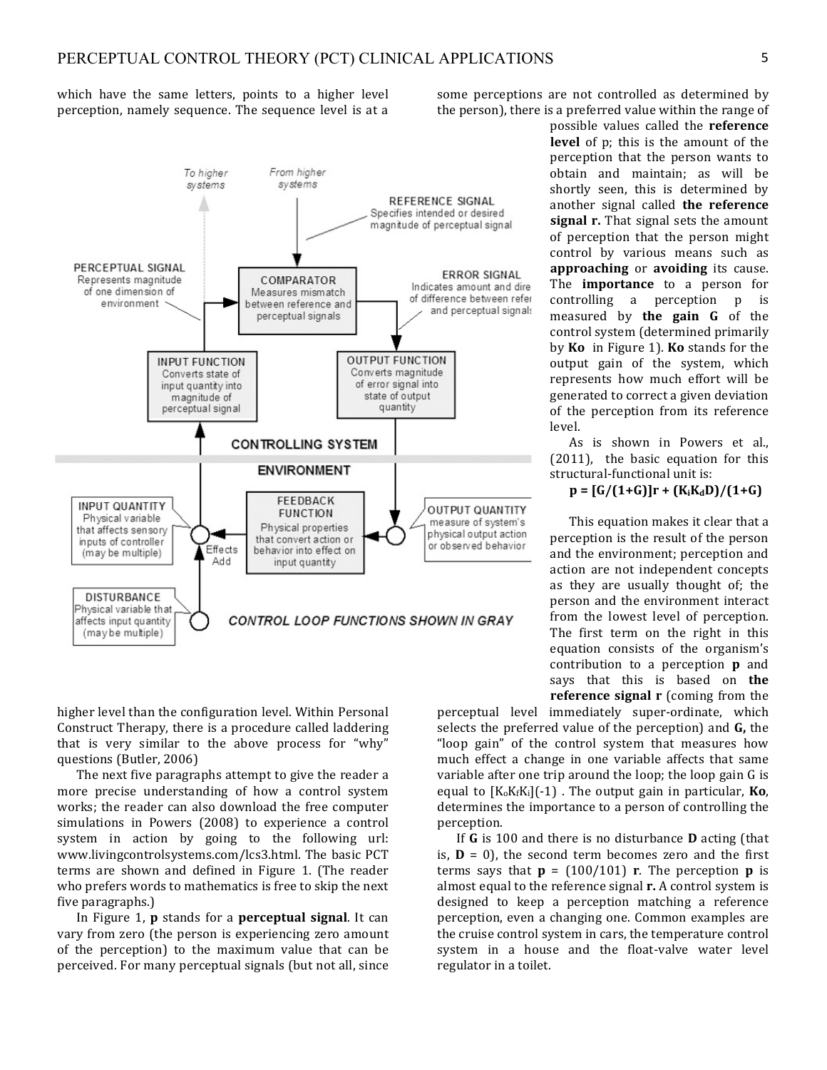which have the same letters, points to a higher level perception, namely sequence. The sequence level is at a higher level than the configuration level. Within Personal Construct Therapy, there is a procedure called laddering that is very similar to the above process for "why" questions (Butler, 2006)

The next five paragraphs attempt to give the reader a more precise understanding of how a control system works; the reader can also download the free computer simulations in Powers (2008) to experience a control system in action by going to the following url: www.livingcontrolsystems.com/lcs3.html. The basic PCT terms are shown and defined in Figure 1. (The reader who prefers words to mathematics is free to skip the next five paragraphs.)

In Figure 1, **p** stands for a **perceptual signal**. It can vary from zero (the person is experiencing zero amount of the perception) to the maximum value that can be perceived. For many perceptual signals (but not all, since some perceptions are not controlled as determined by the person), there is a preferred value within the range of possible values called the **reference level** of p; this is the amount of the perception that the person wants to obtain and maintain; as will be shortly seen, this is determined by another signal called **the reference signal r.** That signal sets the amount of perception that the person might control by various means such as **approaching** or **avoiding** its cause. The **importance** to a person for controlling a perception p is measured by **the gain G** of the control system (determined primarily by **Ko** in Figure 1). **Ko** stands for the output gain of the system, which represents how much effort will be generated to correct a given deviation of the perception from its reference level.

As is shown in Powers et al., (2011), the basic equation for this structural-functional unit is:

$$\mathbf{p = [G/(1+G)]r + (K_iK_dD)/(1+G)}$$

This equation makes it clear that a perception is the result of the person and the environment; perception and action are not independent concepts as they are usually thought of; the person and the environment interact from the lowest level of perception. The first term on the right in this equation consists of the organism's contribution to a perception **p** and says that this is based on **the reference signal r** (coming from the perceptual level immediately super-ordinate, which selects the preferred value of the perception) and **G,** the "loop gain" of the control system that measures how much effect a change in one variable affects that same variable after one trip around the loop; the loop gain G is equal to $[K_oK_fK_i](-1)$ . The output gain in particular, **Ko**, determines the importance to a person of controlling the perception.

If **G** is 100 and there is no disturbance **D** acting (that is, **D** = 0), the second term becomes zero and the first terms says that **p** = (100/101) **r**. The perception **p** is almost equal to the reference signal **r.** A control system is designed to keep a perception matching a reference perception, even a changing one. Common examples are the cruise control system in cars, the temperature control system in a house and the float-valve water level regulator in a toilet.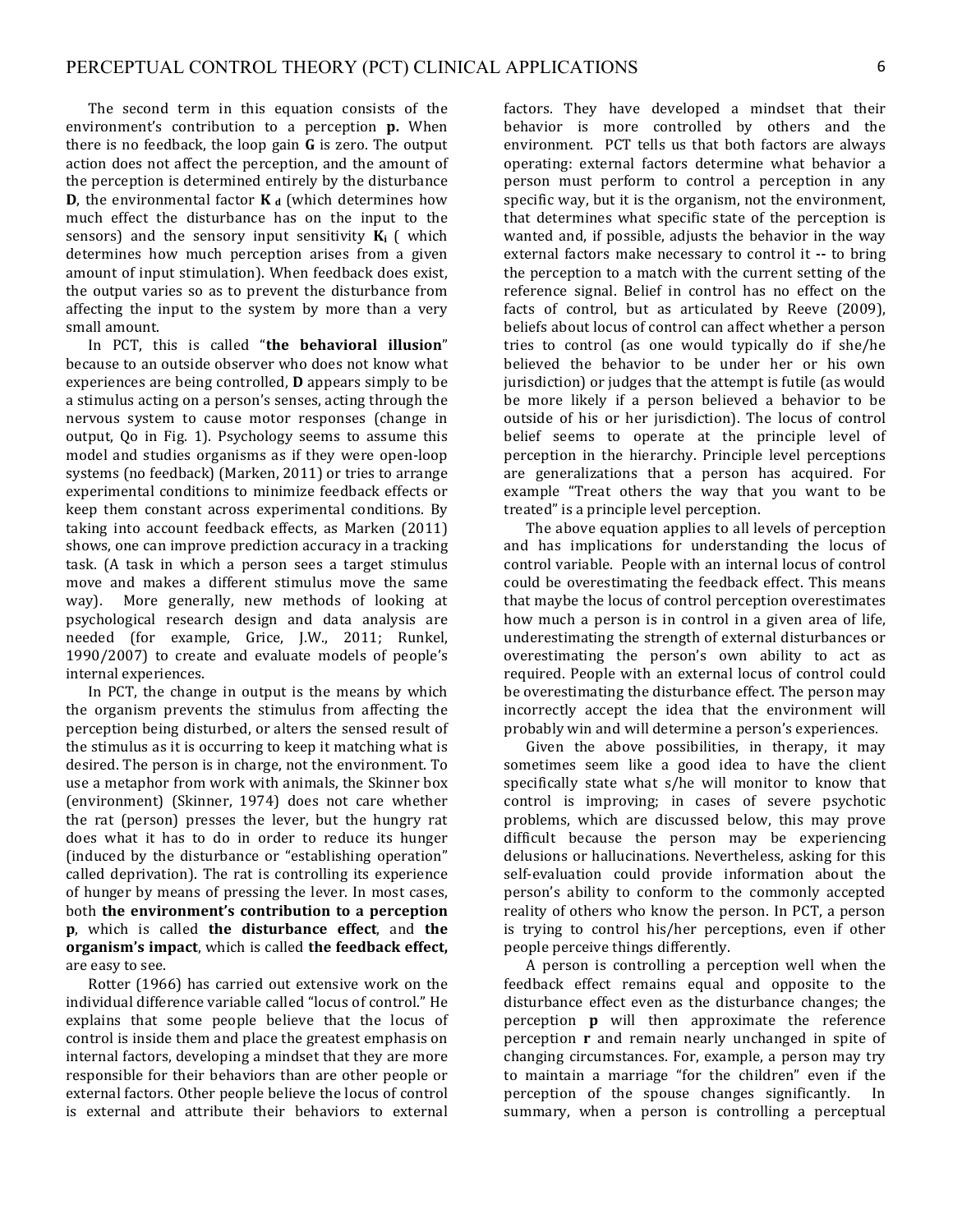The second term in this equation consists of the environment's contribution to a perception **p.** When there is no feedback, the loop gain **G** is zero. The output action does not affect the perception, and the amount of the perception is determined entirely by the disturbance **D**, the environmental factor $\mathbf{K_d}$ (which determines how much effect the disturbance has on the input to the sensors) and the sensory input sensitivity $\mathbf{K_i}$ ( which determines how much perception arises from a given amount of input stimulation). When feedback does exist, the output varies so as to prevent the disturbance from affecting the input to the system by more than a very small amount.

In PCT, this is called "**the behavioral illusion**" because to an outside observer who does not know what experiences are being controlled, **D** appears simply to be a stimulus acting on a person's senses, acting through the nervous system to cause motor responses (change in output, Qo in Fig. 1). Psychology seems to assume this model and studies organisms as if they were open-loop systems (no feedback) (Marken, 2011) or tries to arrange experimental conditions to minimize feedback effects or keep them constant across experimental conditions. By taking into account feedback effects, as Marken (2011) shows, one can improve prediction accuracy in a tracking task. (A task in which a person sees a target stimulus move and makes a different stimulus move the same way). More generally, new methods of looking at psychological research design and data analysis are needed (for example, Grice, J.W., 2011; Runkel, 1990/2007) to create and evaluate models of people's internal experiences.

In PCT, the change in output is the means by which the organism prevents the stimulus from affecting the perception being disturbed, or alters the sensed result of the stimulus as it is occurring to keep it matching what is desired. The person is in charge, not the environment. To use a metaphor from work with animals, the Skinner box (environment) (Skinner, 1974) does not care whether the rat (person) presses the lever, but the hungry rat does what it has to do in order to reduce its hunger (induced by the disturbance or "establishing operation" called deprivation). The rat is controlling its experience of hunger by means of pressing the lever. In most cases, both **the environment's contribution to a perception p**, which is called **the disturbance effect**, and **the organism's impact**, which is called **the feedback effect,** are easy to see.

Rotter (1966) has carried out extensive work on the individual difference variable called "locus of control." He explains that some people believe that the locus of control is inside them and place the greatest emphasis on internal factors, developing a mindset that they are more responsible for their behaviors than are other people or external factors. Other people believe the locus of control is external and attribute their behaviors to external factors. They have developed a mindset that their behavior is more controlled by others and the environment. PCT tells us that both factors are always operating: external factors determine what behavior a person must perform to control a perception in any specific way, but it is the organism, not the environment, that determines what specific state of the perception is wanted and, if possible, adjusts the behavior in the way external factors make necessary to control it -- to bring the perception to a match with the current setting of the reference signal. Belief in control has no effect on the facts of control, but as articulated by Reeve (2009), beliefs about locus of control can affect whether a person tries to control (as one would typically do if she/he believed the behavior to be under her or his own jurisdiction) or judges that the attempt is futile (as would be more likely if a person believed a behavior to be outside of his or her jurisdiction). The locus of control belief seems to operate at the principle level of perception in the hierarchy. Principle level perceptions are generalizations that a person has acquired. For example "Treat others the way that you want to be treated" is a principle level perception.

The above equation applies to all levels of perception and has implications for understanding the locus of control variable. People with an internal locus of control could be overestimating the feedback effect. This means that maybe the locus of control perception overestimates how much a person is in control in a given area of life, underestimating the strength of external disturbances or overestimating the person's own ability to act as required. People with an external locus of control could be overestimating the disturbance effect. The person may incorrectly accept the idea that the environment will probably win and will determine a person's experiences.

Given the above possibilities, in therapy, it may sometimes seem like a good idea to have the client specifically state what s/he will monitor to know that control is improving; in cases of severe psychotic problems, which are discussed below, this may prove difficult because the person may be experiencing delusions or hallucinations. Nevertheless, asking for this self-evaluation could provide information about the person's ability to conform to the commonly accepted reality of others who know the person. In PCT, a person is trying to control his/her perceptions, even if other people perceive things differently.

A person is controlling a perception well when the feedback effect remains equal and opposite to the disturbance effect even as the disturbance changes; the perception **p** will then approximate the reference perception **r** and remain nearly unchanged in spite of changing circumstances. For, example, a person may try to maintain a marriage "for the children" even if the perception of the spouse changes significantly. In summary, when a person is controlling a perceptual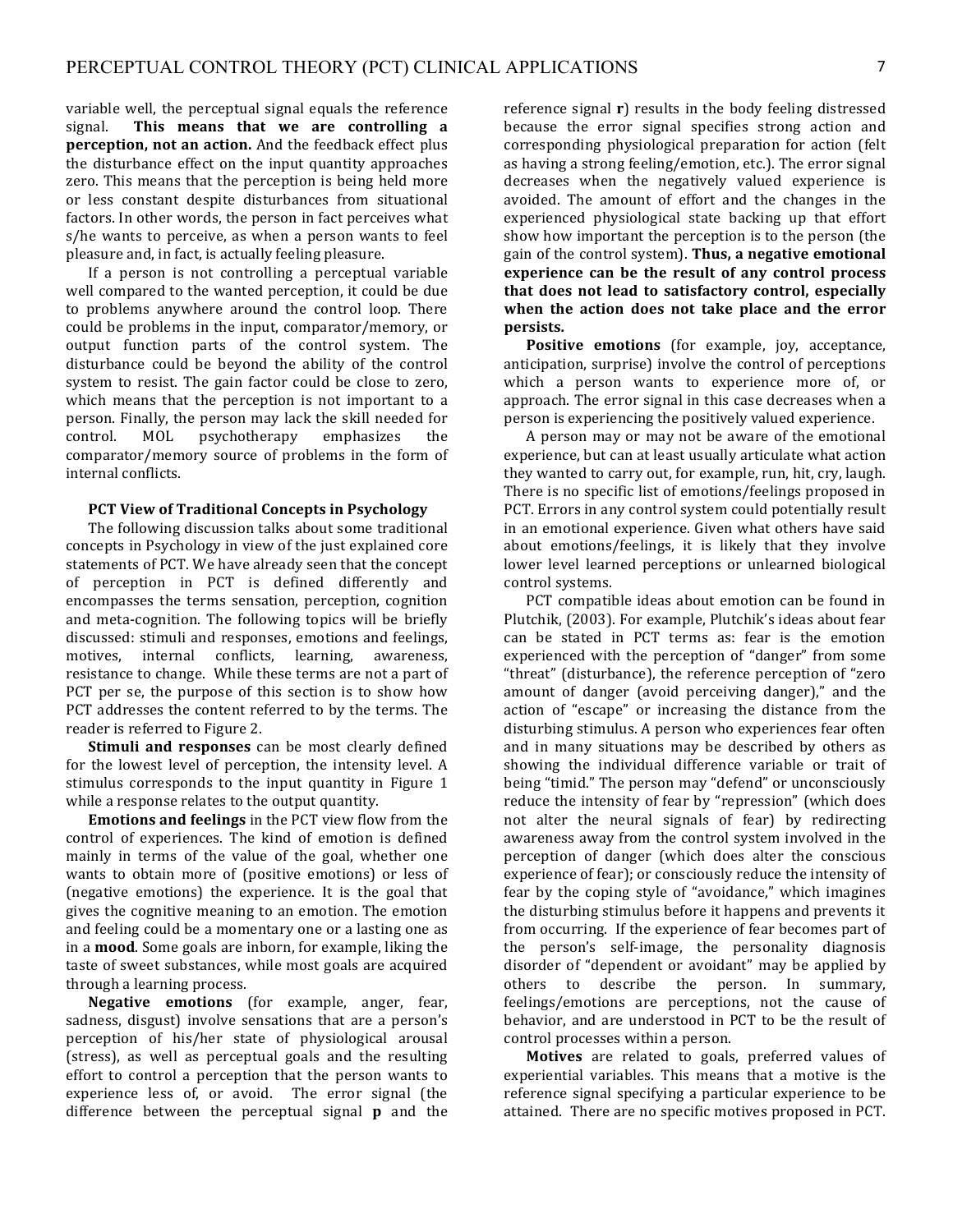variable well, the perceptual signal equals the reference signal. **This means that we are controlling a perception, not an action.** And the feedback effect plus the disturbance effect on the input quantity approaches zero. This means that the perception is being held more or less constant despite disturbances from situational factors. In other words, the person in fact perceives what s/he wants to perceive, as when a person wants to feel pleasure and, in fact, is actually feeling pleasure.

If a person is not controlling a perceptual variable well compared to the wanted perception, it could be due to problems anywhere around the control loop. There could be problems in the input, comparator/memory, or output function parts of the control system. The disturbance could be beyond the ability of the control system to resist. The gain factor could be close to zero, which means that the perception is not important to a person. Finally, the person may lack the skill needed for control. MOL psychotherapy emphasizes the comparator/memory source of problems in the form of internal conflicts.

### PCT View of Traditional Concepts in Psychology

The following discussion talks about some traditional concepts in Psychology in view of the just explained core statements of PCT. We have already seen that the concept of perception in PCT is defined differently and encompasses the terms sensation, perception, cognition and meta-cognition. The following topics will be briefly discussed: stimuli and responses, emotions and feelings, motives, internal conflicts, learning, awareness, resistance to change. While these terms are not a part of PCT per se, the purpose of this section is to show how PCT addresses the content referred to by the terms. The reader is referred to Figure 2.

**Stimuli and responses** can be most clearly defined for the lowest level of perception, the intensity level. A stimulus corresponds to the input quantity in Figure 1 while a response relates to the output quantity.

**Emotions and feelings** in the PCT view flow from the control of experiences. The kind of emotion is defined mainly in terms of the value of the goal, whether one wants to obtain more of (positive emotions) or less of (negative emotions) the experience. It is the goal that gives the cognitive meaning to an emotion. The emotion and feeling could be a momentary one or a lasting one as in a **mood**. Some goals are inborn, for example, liking the taste of sweet substances, while most goals are acquired through a learning process.

**Negative emotions** (for example, anger, fear, sadness, disgust) involve sensations that are a person's perception of his/her state of physiological arousal (stress), as well as perceptual goals and the resulting effort to control a perception that the person wants to experience less of, or avoid. The error signal (the difference between the perceptual signal **p** and the reference signal **r**) results in the body feeling distressed because the error signal specifies strong action and corresponding physiological preparation for action (felt as having a strong feeling/emotion, etc.). The error signal decreases when the negatively valued experience is avoided. The amount of effort and the changes in the experienced physiological state backing up that effort show how important the perception is to the person (the gain of the control system). **Thus, a negative emotional experience can be the result of any control process that does not lead to satisfactory control, especially when the action does not take place and the error persists.**

**Positive emotions** (for example, joy, acceptance, anticipation, surprise) involve the control of perceptions which a person wants to experience more of, or approach. The error signal in this case decreases when a person is experiencing the positively valued experience.

A person may or may not be aware of the emotional experience, but can at least usually articulate what action they wanted to carry out, for example, run, hit, cry, laugh. There is no specific list of emotions/feelings proposed in PCT. Errors in any control system could potentially result in an emotional experience. Given what others have said about emotions/feelings, it is likely that they involve lower level learned perceptions or unlearned biological control systems.

PCT compatible ideas about emotion can be found in Plutchik, (2003). For example, Plutchik's ideas about fear can be stated in PCT terms as: fear is the emotion experienced with the perception of "danger" from some "threat" (disturbance), the reference perception of "zero amount of danger (avoid perceiving danger)," and the action of "escape" or increasing the distance from the disturbing stimulus. A person who experiences fear often and in many situations may be described by others as showing the individual difference variable or trait of being "timid." The person may "defend" or unconsciously reduce the intensity of fear by "repression" (which does not alter the neural signals of fear) by redirecting awareness away from the control system involved in the perception of danger (which does alter the conscious experience of fear); or consciously reduce the intensity of fear by the coping style of "avoidance," which imagines the disturbing stimulus before it happens and prevents it from occurring. If the experience of fear becomes part of the person's self-image, the personality diagnosis disorder of "dependent or avoidant" may be applied by others to describe the person. In summary, feelings/emotions are perceptions, not the cause of behavior, and are understood in PCT to be the result of control processes within a person.

**Motives** are related to goals, preferred values of experiential variables. This means that a motive is the reference signal specifying a particular experience to be attained. There are no specific motives proposed in PCT.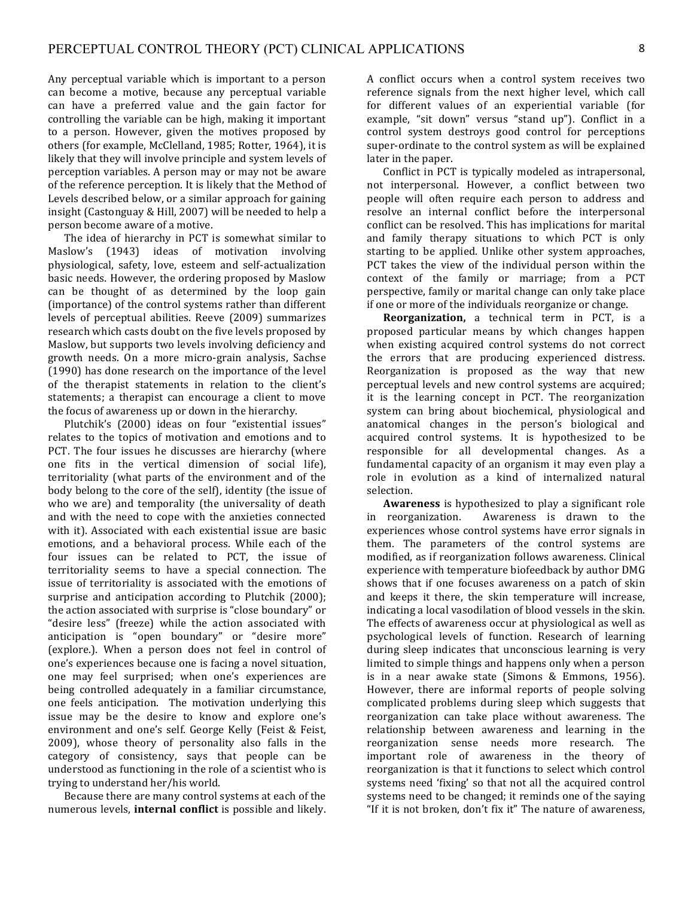Any perceptual variable which is important to a person can become a motive, because any perceptual variable can have a preferred value and the gain factor for controlling the variable can be high, making it important to a person. However, given the motives proposed by others (for example, McClelland, 1985; Rotter, 1964), it is likely that they will involve principle and system levels of perception variables. A person may or may not be aware of the reference perception. It is likely that the Method of Levels described below, or a similar approach for gaining insight (Castonguay & Hill, 2007) will be needed to help a person become aware of a motive.

The idea of hierarchy in PCT is somewhat similar to Maslow's (1943) ideas of motivation involving physiological, safety, love, esteem and self-actualization basic needs. However, the ordering proposed by Maslow can be thought of as determined by the loop gain (importance) of the control systems rather than different levels of perceptual abilities. Reeve (2009) summarizes research which casts doubt on the five levels proposed by Maslow, but supports two levels involving deficiency and growth needs. On a more micro-grain analysis, Sachse (1990) has done research on the importance of the level of the therapist statements in relation to the client's statements; a therapist can encourage a client to move the focus of awareness up or down in the hierarchy.

Plutchik's (2000) ideas on four "existential issues" relates to the topics of motivation and emotions and to PCT. The four issues he discusses are hierarchy (where one fits in the vertical dimension of social life), territoriality (what parts of the environment and of the body belong to the core of the self), identity (the issue of who we are) and temporality (the universality of death and with the need to cope with the anxieties connected with it). Associated with each existential issue are basic emotions, and a behavioral process. While each of the four issues can be related to PCT, the issue of territoriality seems to have a special connection. The issue of territoriality is associated with the emotions of surprise and anticipation according to Plutchik (2000); the action associated with surprise is "close boundary" or "desire less" (freeze) while the action associated with anticipation is "open boundary" or "desire more" (explore.). When a person does not feel in control of one's experiences because one is facing a novel situation, one may feel surprised; when one's experiences are being controlled adequately in a familiar circumstance, one feels anticipation. The motivation underlying this issue may be the desire to know and explore one's environment and one's self. George Kelly (Feist & Feist, 2009), whose theory of personality also falls in the category of consistency, says that people can be understood as functioning in the role of a scientist who is trying to understand her/his world.

Because there are many control systems at each of the numerous levels, **internal conflict** is possible and likely. A conflict occurs when a control system receives two reference signals from the next higher level, which call for different values of an experiential variable (for example, "sit down" versus "stand up"). Conflict in a control system destroys good control for perceptions super-ordinate to the control system as will be explained later in the paper.

Conflict in PCT is typically modeled as intrapersonal, not interpersonal. However, a conflict between two people will often require each person to address and resolve an internal conflict before the interpersonal conflict can be resolved. This has implications for marital and family therapy situations to which PCT is only starting to be applied. Unlike other system approaches, PCT takes the view of the individual person within the context of the family or marriage; from a PCT perspective, family or marital change can only take place if one or more of the individuals reorganize or change.

**Reorganization,** a technical term in PCT, is a proposed particular means by which changes happen when existing acquired control systems do not correct the errors that are producing experienced distress. Reorganization is proposed as the way that new perceptual levels and new control systems are acquired; it is the learning concept in PCT. The reorganization system can bring about biochemical, physiological and anatomical changes in the person's biological and acquired control systems. It is hypothesized to be responsible for all developmental changes. As a fundamental capacity of an organism it may even play a role in evolution as a kind of internalized natural selection.

**Awareness** is hypothesized to play a significant role in reorganization. Awareness is drawn to the experiences whose control systems have error signals in them. The parameters of the control systems are modified, as if reorganization follows awareness. Clinical experience with temperature biofeedback by author DMG shows that if one focuses awareness on a patch of skin and keeps it there, the skin temperature will increase, indicating a local vasodilation of blood vessels in the skin. The effects of awareness occur at physiological as well as psychological levels of function. Research of learning during sleep indicates that unconscious learning is very limited to simple things and happens only when a person is in a near awake state (Simons & Emmons, 1956). However, there are informal reports of people solving complicated problems during sleep which suggests that reorganization can take place without awareness. The relationship between awareness and learning in the reorganization sense needs more research. The important role of awareness in the theory of reorganization is that it functions to select which control systems need 'fixing' so that not all the acquired control systems need to be changed; it reminds one of the saying "If it is not broken, don't fix it" The nature of awareness,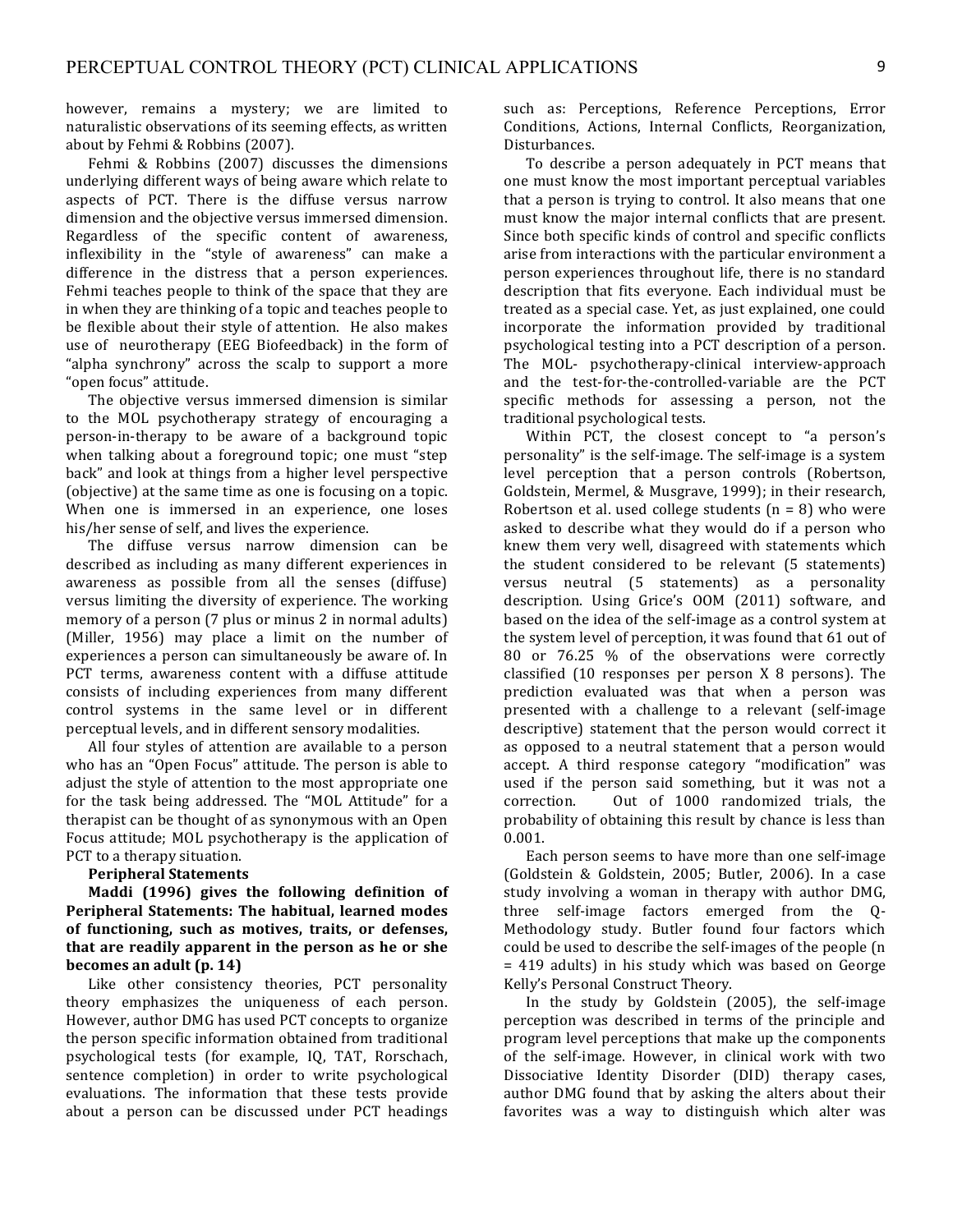however, remains a mystery; we are limited to naturalistic observations of its seeming effects, as written about by Fehmi & Robbins (2007).

Fehmi & Robbins (2007) discusses the dimensions underlying different ways of being aware which relate to aspects of PCT. There is the diffuse versus narrow dimension and the objective versus immersed dimension. Regardless of the specific content of awareness, inflexibility in the "style of awareness" can make a difference in the distress that a person experiences. Fehmi teaches people to think of the space that they are in when they are thinking of a topic and teaches people to be flexible about their style of attention. He also makes use of neurotherapy (EEG Biofeedback) in the form of "alpha synchrony" across the scalp to support a more "open focus" attitude.

The objective versus immersed dimension is similar to the MOL psychotherapy strategy of encouraging a person-in-therapy to be aware of a background topic when talking about a foreground topic; one must "step back" and look at things from a higher level perspective (objective) at the same time as one is focusing on a topic. When one is immersed in an experience, one loses his/her sense of self, and lives the experience.

The diffuse versus narrow dimension can be described as including as many different experiences in awareness as possible from all the senses (diffuse) versus limiting the diversity of experience. The working memory of a person (7 plus or minus 2 in normal adults) (Miller, 1956) may place a limit on the number of experiences a person can simultaneously be aware of. In PCT terms, awareness content with a diffuse attitude consists of including experiences from many different control systems in the same level or in different perceptual levels, and in different sensory modalities.

All four styles of attention are available to a person who has an "Open Focus" attitude. The person is able to adjust the style of attention to the most appropriate one for the task being addressed. The "MOL Attitude" for a therapist can be thought of as synonymous with an Open Focus attitude; MOL psychotherapy is the application of PCT to a therapy situation.

**Peripheral Statements**

**Maddi (1996) gives the following definition of Peripheral Statements: The habitual, learned modes of functioning, such as motives, traits, or defenses, that are readily apparent in the person as he or she becomes an adult (p. 14)**

Like other consistency theories, PCT personality theory emphasizes the uniqueness of each person. However, author DMG has used PCT concepts to organize the person specific information obtained from traditional psychological tests (for example, IQ, TAT, Rorschach, sentence completion) in order to write psychological evaluations. The information that these tests provide about a person can be discussed under PCT headings such as: Perceptions, Reference Perceptions, Error Conditions, Actions, Internal Conflicts, Reorganization, Disturbances.

To describe a person adequately in PCT means that one must know the most important perceptual variables that a person is trying to control. It also means that one must know the major internal conflicts that are present. Since both specific kinds of control and specific conflicts arise from interactions with the particular environment a person experiences throughout life, there is no standard description that fits everyone. Each individual must be treated as a special case. Yet, as just explained, one could incorporate the information provided by traditional psychological testing into a PCT description of a person. The MOL- psychotherapy-clinical interview-approach and the test-for-the-controlled-variable are the PCT specific methods for assessing a person, not the traditional psychological tests.

Within PCT, the closest concept to "a person's personality" is the self-image. The self-image is a system level perception that a person controls (Robertson, Goldstein, Mermel, & Musgrave, 1999); in their research, Robertson et al. used college students ($n = 8$) who were asked to describe what they would do if a person who knew them very well, disagreed with statements which the student considered to be relevant (5 statements) versus neutral (5 statements) as a personality description. Using Grice's OOM (2011) software, and based on the idea of the self-image as a control system at the system level of perception, it was found that 61 out of 80 or 76.25 % of the observations were correctly classified (10 responses per person X 8 persons). The prediction evaluated was that when a person was presented with a challenge to a relevant (self-image descriptive) statement that the person would correct it as opposed to a neutral statement that a person would accept. A third response category "modification" was used if the person said something, but it was not a correction. Out of 1000 randomized trials, the probability of obtaining this result by chance is less than 0.001.

Each person seems to have more than one self-image (Goldstein & Goldstein, 2005; Butler, 2006). In a case study involving a woman in therapy with author DMG, three self-image factors emerged from the Q-Methodology study. Butler found four factors which could be used to describe the self-images of the people ($n = 419$ adults) in his study which was based on George Kelly's Personal Construct Theory.

In the study by Goldstein (2005), the self-image perception was described in terms of the principle and program level perceptions that make up the components of the self-image. However, in clinical work with two Dissociative Identity Disorder (DID) therapy cases, author DMG found that by asking the alters about their favorites was a way to distinguish which alter was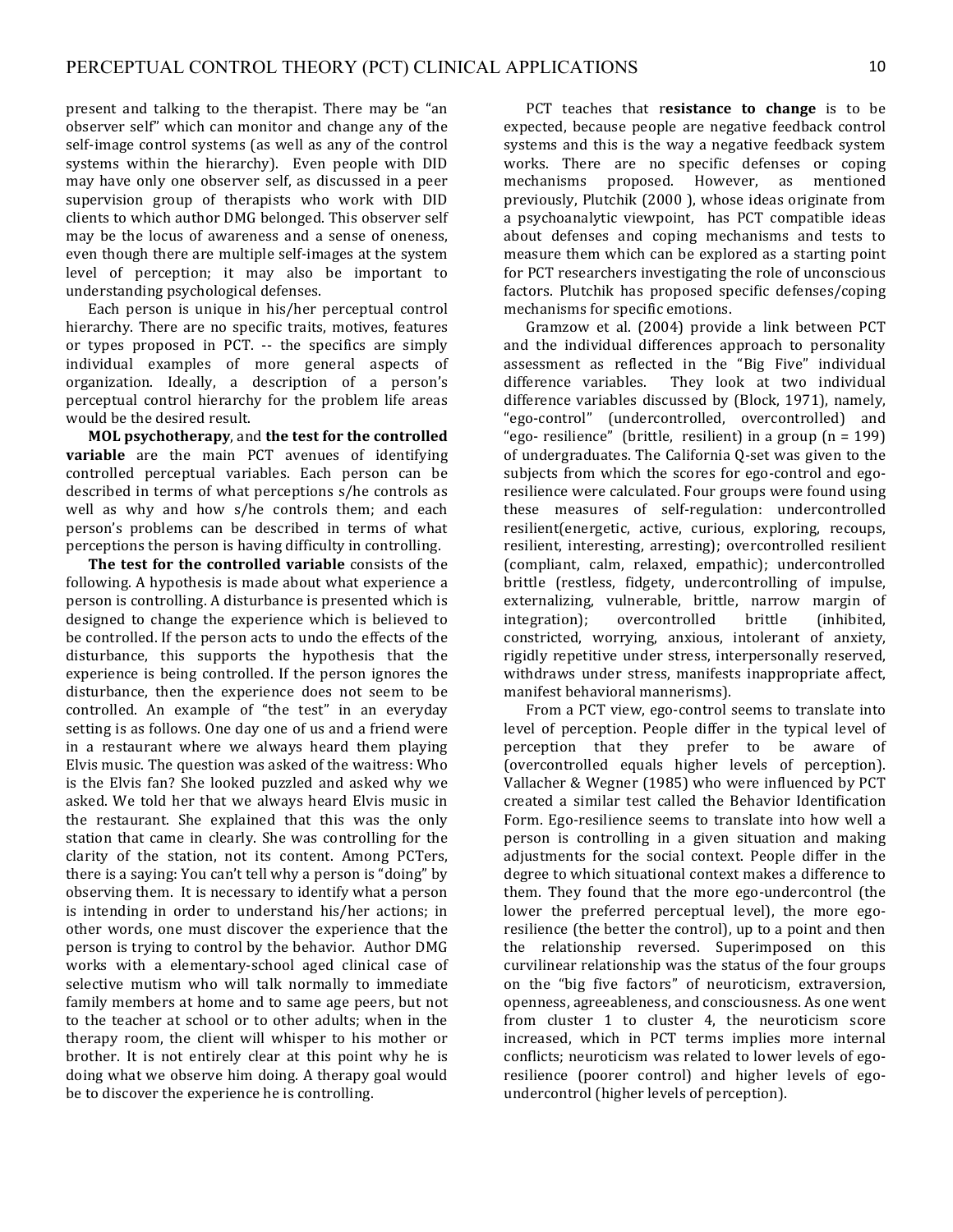present and talking to the therapist. There may be "an observer self" which can monitor and change any of the self-image control systems (as well as any of the control systems within the hierarchy). Even people with DID may have only one observer self, as discussed in a peer supervision group of therapists who work with DID clients to which author DMG belonged. This observer self may be the locus of awareness and a sense of oneness, even though there are multiple self-images at the system level of perception; it may also be important to understanding psychological defenses.

Each person is unique in his/her perceptual control hierarchy. There are no specific traits, motives, features or types proposed in PCT. -- the specifics are simply individual examples of more general aspects of organization. Ideally, a description of a person's perceptual control hierarchy for the problem life areas would be the desired result.

**MOL psychotherapy**, and **the test for the controlled variable** are the main PCT avenues of identifying controlled perceptual variables. Each person can be described in terms of what perceptions s/he controls as well as why and how s/he controls them; and each person's problems can be described in terms of what perceptions the person is having difficulty in controlling.

**The test for the controlled variable** consists of the following. A hypothesis is made about what experience a person is controlling. A disturbance is presented which is designed to change the experience which is believed to be controlled. If the person acts to undo the effects of the disturbance, this supports the hypothesis that the experience is being controlled. If the person ignores the disturbance, then the experience does not seem to be controlled. An example of "the test" in an everyday setting is as follows. One day one of us and a friend were in a restaurant where we always heard them playing Elvis music. The question was asked of the waitress: Who is the Elvis fan? She looked puzzled and asked why we asked. We told her that we always heard Elvis music in the restaurant. She explained that this was the only station that came in clearly. She was controlling for the clarity of the station, not its content. Among PCTers, there is a saying: You can't tell why a person is "doing" by observing them. It is necessary to identify what a person is intending in order to understand his/her actions; in other words, one must discover the experience that the person is trying to control by the behavior. Author DMG works with a elementary-school aged clinical case of selective mutism who will talk normally to immediate family members at home and to same age peers, but not to the teacher at school or to other adults; when in the therapy room, the client will whisper to his mother or brother. It is not entirely clear at this point why he is doing what we observe him doing. A therapy goal would be to discover the experience he is controlling.

PCT teaches that r**esistance to change** is to be expected, because people are negative feedback control systems and this is the way a negative feedback system works. There are no specific defenses or coping mechanisms proposed. However, as mentioned previously, Plutchik (2000 ), whose ideas originate from a psychoanalytic viewpoint, has PCT compatible ideas about defenses and coping mechanisms and tests to measure them which can be explored as a starting point for PCT researchers investigating the role of unconscious factors. Plutchik has proposed specific defenses/coping mechanisms for specific emotions.

Gramzow et al. (2004) provide a link between PCT and the individual differences approach to personality assessment as reflected in the "Big Five" individual difference variables. They look at two individual difference variables discussed by (Block, 1971), namely, "ego-control" (undercontrolled, overcontrolled) and "ego- resilience" (brittle, resilient) in a group (n = 199) of undergraduates. The California Q-set was given to the subjects from which the scores for ego-control and ego-resilience were calculated. Four groups were found using these measures of self-regulation: undercontrolled resilient(energetic, active, curious, exploring, recoups, resilient, interesting, arresting); overcontrolled resilient (compliant, calm, relaxed, empathic); undercontrolled brittle (restless, fidgety, undercontrolling of impulse, externalizing, vulnerable, brittle, narrow margin of integration); overcontrolled brittle (inhibited, constricted, worrying, anxious, intolerant of anxiety, rigidly repetitive under stress, interpersonally reserved, withdraws under stress, manifests inappropriate affect, manifest behavioral mannerisms).

From a PCT view, ego-control seems to translate into level of perception. People differ in the typical level of perception that they prefer to be aware of (overcontrolled equals higher levels of perception). Vallacher & Wegner (1985) who were influenced by PCT created a similar test called the Behavior Identification Form. Ego-resilience seems to translate into how well a person is controlling in a given situation and making adjustments for the social context. People differ in the degree to which situational context makes a difference to them. They found that the more ego-undercontrol (the lower the preferred perceptual level), the more ego-resilience (the better the control), up to a point and then the relationship reversed. Superimposed on this curvilinear relationship was the status of the four groups on the "big five factors" of neuroticism, extraversion, openness, agreeableness, and consciousness. As one went from cluster 1 to cluster 4, the neuroticism score increased, which in PCT terms implies more internal conflicts; neuroticism was related to lower levels of ego-resilience (poorer control) and higher levels of ego-undercontrol (higher levels of perception).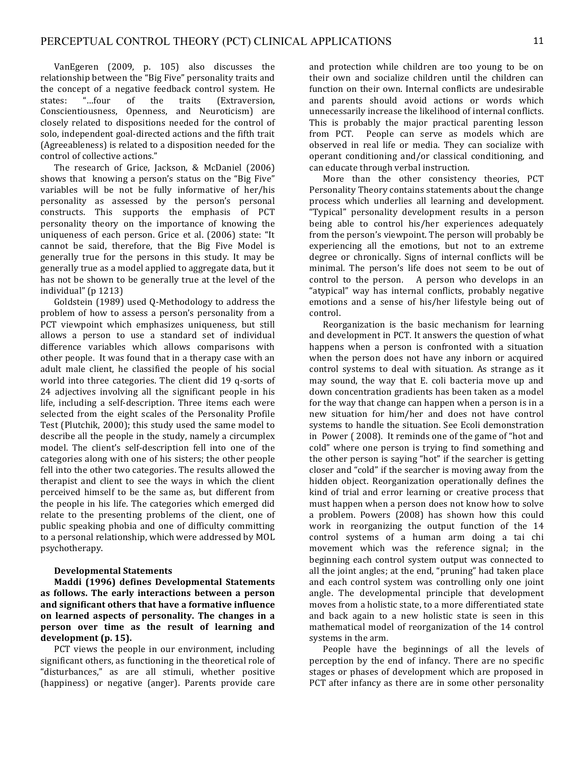VanEgeren (2009, p. 105) also discusses the relationship between the "Big Five" personality traits and the concept of a negative feedback control system. He states: "…four of the traits (Extraversion, Conscientiousness, Openness, and Neuroticism) are closely related to dispositions needed for the control of solo, independent goal-directed actions and the fifth trait (Agreeableness) is related to a disposition needed for the control of collective actions."

The research of Grice, Jackson, & McDaniel (2006) shows that knowing a person's status on the "Big Five" variables will be not be fully informative of her/his personality as assessed by the person's personal constructs. This supports the emphasis of PCT personality theory on the importance of knowing the uniqueness of each person. Grice et al. (2006) state: "It cannot be said, therefore, that the Big Five Model is generally true for the persons in this study. It may be generally true as a model applied to aggregate data, but it has not be shown to be generally true at the level of the individual" (p 1213)

Goldstein (1989) used Q-Methodology to address the problem of how to assess a person's personality from a PCT viewpoint which emphasizes uniqueness, but still allows a person to use a standard set of individual difference variables which allows comparisons with other people. It was found that in a therapy case with an adult male client, he classified the people of his social world into three categories. The client did 19 q-sorts of 24 adjectives involving all the significant people in his life, including a self-description. Three items each were selected from the eight scales of the Personality Profile Test (Plutchik, 2000); this study used the same model to describe all the people in the study, namely a circumplex model. The client's self-description fell into one of the categories along with one of his sisters; the other people fell into the other two categories. The results allowed the therapist and client to see the ways in which the client perceived himself to be the same as, but different from the people in his life. The categories which emerged did relate to the presenting problems of the client, one of public speaking phobia and one of difficulty committing to a personal relationship, which were addressed by MOL psychotherapy.

**Developmental Statements**

**Maddi (1996) defines Developmental Statements as follows. The early interactions between a person and significant others that have a formative influence on learned aspects of personality. The changes in a person over time as the result of learning and development (p. 15).**

PCT views the people in our environment, including significant others, as functioning in the theoretical role of "disturbances," as are all stimuli, whether positive (happiness) or negative (anger). Parents provide care and protection while children are too young to be on their own and socialize children until the children can function on their own. Internal conflicts are undesirable and parents should avoid actions or words which unnecessarily increase the likelihood of internal conflicts. This is probably the major practical parenting lesson from PCT. People can serve as models which are observed in real life or media. They can socialize with operant conditioning and/or classical conditioning, and can educate through verbal instruction.

More than the other consistency theories, PCT Personality Theory contains statements about the change process which underlies all learning and development. "Typical" personality development results in a person being able to control his/her experiences adequately from the person's viewpoint. The person will probably be experiencing all the emotions, but not to an extreme degree or chronically. Signs of internal conflicts will be minimal. The person's life does not seem to be out of control to the person. A person who develops in an "atypical" way has internal conflicts, probably negative emotions and a sense of his/her lifestyle being out of control.

Reorganization is the basic mechanism for learning and development in PCT. It answers the question of what happens when a person is confronted with a situation when the person does not have any inborn or acquired control systems to deal with situation. As strange as it may sound, the way that E. coli bacteria move up and down concentration gradients has been taken as a model for the way that change can happen when a person is in a new situation for him/her and does not have control systems to handle the situation. See Ecoli demonstration in Power ( 2008). It reminds one of the game of "hot and cold" where one person is trying to find something and the other person is saying "hot" if the searcher is getting closer and "cold" if the searcher is moving away from the hidden object. Reorganization operationally defines the kind of trial and error learning or creative process that must happen when a person does not know how to solve a problem. Powers (2008) has shown how this could work in reorganizing the output function of the 14 control systems of a human arm doing a tai chi movement which was the reference signal; in the beginning each control system output was connected to all the joint angles; at the end, "pruning" had taken place and each control system was controlling only one joint angle. The developmental principle that development moves from a holistic state, to a more differentiated state and back again to a new holistic state is seen in this mathematical model of reorganization of the 14 control systems in the arm.

People have the beginnings of all the levels of perception by the end of infancy. There are no specific stages or phases of development which are proposed in PCT after infancy as there are in some other personality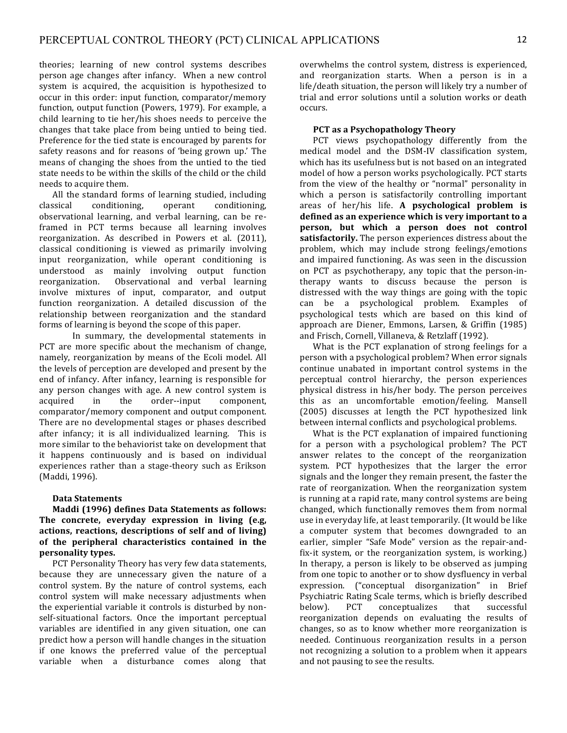theories; learning of new control systems describes person age changes after infancy. When a new control system is acquired, the acquisition is hypothesized to occur in this order: input function, comparator/memory function, output function (Powers, 1979). For example, a child learning to tie her/his shoes needs to perceive the changes that take place from being untied to being tied. Preference for the tied state is encouraged by parents for safety reasons and for reasons of 'being grown up.' The means of changing the shoes from the untied to the tied state needs to be within the skills of the child or the child needs to acquire them.

All the standard forms of learning studied, including classical conditioning, operant conditioning, observational learning, and verbal learning, can be re-framed in PCT terms because all learning involves reorganization. As described in Powers et al. (2011), classical conditioning is viewed as primarily involving input reorganization, while operant conditioning is understood as mainly involving output function reorganization. Observational and verbal learning involve mixtures of input, comparator, and output function reorganization. A detailed discussion of the relationship between reorganization and the standard forms of learning is beyond the scope of this paper.

In summary, the developmental statements in PCT are more specific about the mechanism of change, namely, reorganization by means of the Ecoli model. All the levels of perception are developed and present by the end of infancy. After infancy, learning is responsible for any person changes with age. A new control system is acquired in the order--input component, comparator/memory component and output component. There are no developmental stages or phases described after infancy; it is all individualized learning. This is more similar to the behaviorist take on development that it happens continuously and is based on individual experiences rather than a stage-theory such as Erikson (Maddi, 1996).

**Data Statements**

**Maddi (1996) defines Data Statements as follows: The concrete, everyday expression in living (e.g, actions, reactions, descriptions of self and of living) of the peripheral characteristics contained in the personality types.**

PCT Personality Theory has very few data statements, because they are unnecessary given the nature of a control system. By the nature of control systems, each control system will make necessary adjustments when the experiential variable it controls is disturbed by non-self-situational factors. Once the important perceptual variables are identified in any given situation, one can predict how a person will handle changes in the situation if one knows the preferred value of the perceptual variable when a disturbance comes along that overwhelms the control system, distress is experienced, and reorganization starts. When a person is in a life/death situation, the person will likely try a number of trial and error solutions until a solution works or death occurs.

**PCT as a Psychopathology Theory**

PCT views psychopathology differently from the medical model and the DSM-IV classification system, which has its usefulness but is not based on an integrated model of how a person works psychologically. PCT starts from the view of the healthy or "normal" personality in which a person is satisfactorily controlling important areas of her/his life. **A psychological problem is defined as an experience which is very important to a person, but which a person does not control satisfactorily.** The person experiences distress about the problem, which may include strong feelings/emotions and impaired functioning. As was seen in the discussion on PCT as psychotherapy, any topic that the person-in-therapy wants to discuss because the person is distressed with the way things are going with the topic can be a psychological problem. Examples of psychological tests which are based on this kind of approach are Diener, Emmons, Larsen, & Griffin (1985) and Frisch, Cornell, Villaneva, & Retzlaff (1992).

What is the PCT explanation of strong feelings for a person with a psychological problem? When error signals continue unabated in important control systems in the perceptual control hierarchy, the person experiences physical distress in his/her body. The person perceives this as an uncomfortable emotion/feeling. Mansell (2005) discusses at length the PCT hypothesized link between internal conflicts and psychological problems.

What is the PCT explanation of impaired functioning for a person with a psychological problem? The PCT answer relates to the concept of the reorganization system. PCT hypothesizes that the larger the error signals and the longer they remain present, the faster the rate of reorganization. When the reorganization system is running at a rapid rate, many control systems are being changed, which functionally removes them from normal use in everyday life, at least temporarily. (It would be like a computer system that becomes downgraded to an earlier, simpler "Safe Mode" version as the repair-and-fix-it system, or the reorganization system, is working.) In therapy, a person is likely to be observed as jumping from one topic to another or to show dysfluency in verbal expression. ("conceptual disorganization" in Brief Psychiatric Rating Scale terms, which is briefly described below). PCT conceptualizes that successful reorganization depends on evaluating the results of changes, so as to know whether more reorganization is needed. Continuous reorganization results in a person not recognizing a solution to a problem when it appears and not pausing to see the results.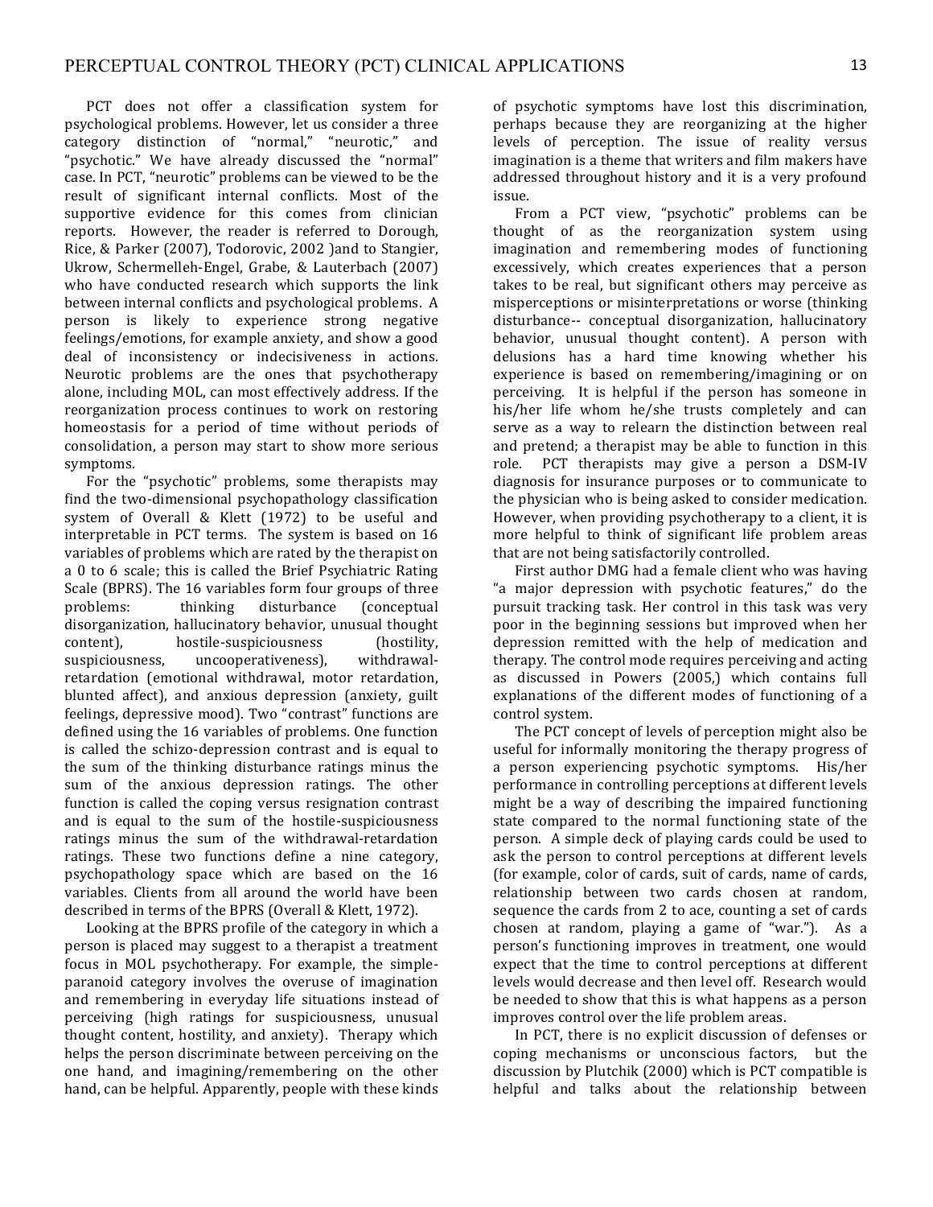PCT does not offer a classification system for psychological problems. However, let us consider a three category distinction of "normal," "neurotic," and "psychotic." We have already discussed the "normal" case. In PCT, "neurotic" problems can be viewed to be the result of significant internal conflicts. Most of the supportive evidence for this comes from clinician reports. However, the reader is referred to Dorough, Rice, & Parker (2007), Todorovic, 2002 )and to Stangier, Ukrow, Schermelleh-Engel, Grabe, & Lauterbach (2007) who have conducted research which supports the link between internal conflicts and psychological problems. A person is likely to experience strong negative feelings/emotions, for example anxiety, and show a good deal of inconsistency or indecisiveness in actions. Neurotic problems are the ones that psychotherapy alone, including MOL, can most effectively address. If the reorganization process continues to work on restoring homeostasis for a period of time without periods of consolidation, a person may start to show more serious symptoms.

For the "psychotic" problems, some therapists may find the two-dimensional psychopathology classification system of Overall & Klett (1972) to be useful and interpretable in PCT terms. The system is based on 16 variables of problems which are rated by the therapist on a 0 to 6 scale; this is called the Brief Psychiatric Rating Scale (BPRS). The 16 variables form four groups of three problems: thinking disturbance (conceptual disorganization, hallucinatory behavior, unusual thought content), hostile-suspiciousness (hostility, suspiciousness, uncooperativeness), withdrawal-retardation (emotional withdrawal, motor retardation, blunted affect), and anxious depression (anxiety, guilt feelings, depressive mood). Two "contrast" functions are defined using the 16 variables of problems. One function is called the schizo-depression contrast and is equal to the sum of the thinking disturbance ratings minus the sum of the anxious depression ratings. The other function is called the coping versus resignation contrast and is equal to the sum of the hostile-suspiciousness ratings minus the sum of the withdrawal-retardation ratings. These two functions define a nine category, psychopathology space which are based on the 16 variables. Clients from all around the world have been described in terms of the BPRS (Overall & Klett, 1972).

Looking at the BPRS profile of the category in which a person is placed may suggest to a therapist a treatment focus in MOL psychotherapy. For example, the simple-paranoid category involves the overuse of imagination and remembering in everyday life situations instead of perceiving (high ratings for suspiciousness, unusual thought content, hostility, and anxiety). Therapy which helps the person discriminate between perceiving on the one hand, and imagining/remembering on the other hand, can be helpful. Apparently, people with these kinds of psychotic symptoms have lost this discrimination, perhaps because they are reorganizing at the higher levels of perception. The issue of reality versus imagination is a theme that writers and film makers have addressed throughout history and it is a very profound issue.

From a PCT view, "psychotic" problems can be thought of as the reorganization system using imagination and remembering modes of functioning excessively, which creates experiences that a person takes to be real, but significant others may perceive as misperceptions or misinterpretations or worse (thinking disturbance-- conceptual disorganization, hallucinatory behavior, unusual thought content). A person with delusions has a hard time knowing whether his experience is based on remembering/imagining or on perceiving. It is helpful if the person has someone in his/her life whom he/she trusts completely and can serve as a way to relearn the distinction between real and pretend; a therapist may be able to function in this role. PCT therapists may give a person a DSM-IV diagnosis for insurance purposes or to communicate to the physician who is being asked to consider medication. However, when providing psychotherapy to a client, it is more helpful to think of significant life problem areas that are not being satisfactorily controlled.

First author DMG had a female client who was having "a major depression with psychotic features," do the pursuit tracking task. Her control in this task was very poor in the beginning sessions but improved when her depression remitted with the help of medication and therapy. The control mode requires perceiving and acting as discussed in Powers (2005,) which contains full explanations of the different modes of functioning of a control system.

The PCT concept of levels of perception might also be useful for informally monitoring the therapy progress of a person experiencing psychotic symptoms. His/her performance in controlling perceptions at different levels might be a way of describing the impaired functioning state compared to the normal functioning state of the person. A simple deck of playing cards could be used to ask the person to control perceptions at different levels (for example, color of cards, suit of cards, name of cards, relationship between two cards chosen at random, sequence the cards from 2 to ace, counting a set of cards chosen at random, playing a game of "war."). As a person's functioning improves in treatment, one would expect that the time to control perceptions at different levels would decrease and then level off. Research would be needed to show that this is what happens as a person improves control over the life problem areas.

In PCT, there is no explicit discussion of defenses or coping mechanisms or unconscious factors, but the discussion by Plutchik (2000) which is PCT compatible is helpful and talks about the relationship between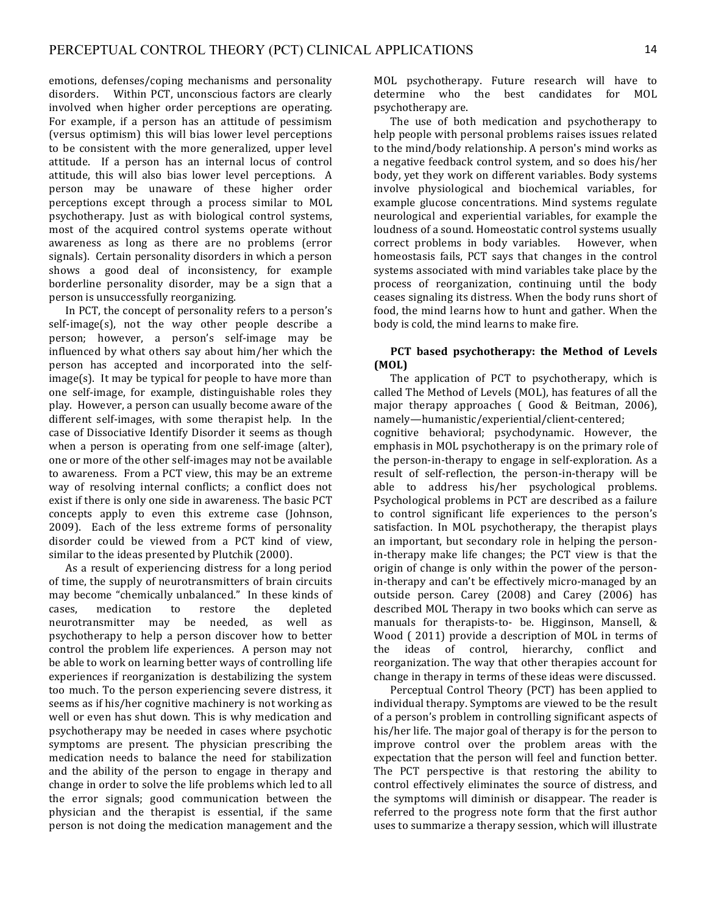emotions, defenses/coping mechanisms and personality disorders. Within PCT, unconscious factors are clearly involved when higher order perceptions are operating. For example, if a person has an attitude of pessimism (versus optimism) this will bias lower level perceptions to be consistent with the more generalized, upper level attitude. If a person has an internal locus of control attitude, this will also bias lower level perceptions. A person may be unaware of these higher order perceptions except through a process similar to MOL psychotherapy. Just as with biological control systems, most of the acquired control systems operate without awareness as long as there are no problems (error signals). Certain personality disorders in which a person shows a good deal of inconsistency, for example borderline personality disorder, may be a sign that a person is unsuccessfully reorganizing.

In PCT, the concept of personality refers to a person's self-image(s), not the way other people describe a person; however, a person's self-image may be influenced by what others say about him/her which the person has accepted and incorporated into the self-image(s). It may be typical for people to have more than one self-image, for example, distinguishable roles they play. However, a person can usually become aware of the different self-images, with some therapist help. In the case of Dissociative Identify Disorder it seems as though when a person is operating from one self-image (alter), one or more of the other self-images may not be available to awareness. From a PCT view, this may be an extreme way of resolving internal conflicts; a conflict does not exist if there is only one side in awareness. The basic PCT concepts apply to even this extreme case (Johnson, 2009). Each of the less extreme forms of personality disorder could be viewed from a PCT kind of view, similar to the ideas presented by Plutchik (2000).

As a result of experiencing distress for a long period of time, the supply of neurotransmitters of brain circuits may become "chemically unbalanced." In these kinds of cases, medication to restore the depleted neurotransmitter may be needed, as well as psychotherapy to help a person discover how to better control the problem life experiences. A person may not be able to work on learning better ways of controlling life experiences if reorganization is destabilizing the system too much. To the person experiencing severe distress, it seems as if his/her cognitive machinery is not working as well or even has shut down. This is why medication and psychotherapy may be needed in cases where psychotic symptoms are present. The physician prescribing the medication needs to balance the need for stabilization and the ability of the person to engage in therapy and change in order to solve the life problems which led to all the error signals; good communication between the physician and the therapist is essential, if the same person is not doing the medication management and the MOL psychotherapy. Future research will have to determine who the best candidates for MOL psychotherapy are.

The use of both medication and psychotherapy to help people with personal problems raises issues related to the mind/body relationship. A person's mind works as a negative feedback control system, and so does his/her body, yet they work on different variables. Body systems involve physiological and biochemical variables, for example glucose concentrations. Mind systems regulate neurological and experiential variables, for example the loudness of a sound. Homeostatic control systems usually correct problems in body variables. However, when homeostasis fails, PCT says that changes in the control systems associated with mind variables take place by the process of reorganization, continuing until the body ceases signaling its distress. When the body runs short of food, the mind learns how to hunt and gather. When the body is cold, the mind learns to make fire.

### PCT based psychotherapy: the Method of Levels (MOL)

The application of PCT to psychotherapy, which is called The Method of Levels (MOL), has features of all the major therapy approaches ( Good & Beitman, 2006), namely—humanistic/experiential/client-centered; cognitive behavioral; psychodynamic. However, the emphasis in MOL psychotherapy is on the primary role of the person-in-therapy to engage in self-exploration. As a result of self-reflection, the person-in-therapy will be able to address his/her psychological problems. Psychological problems in PCT are described as a failure to control significant life experiences to the person's satisfaction. In MOL psychotherapy, the therapist plays an important, but secondary role in helping the person-in-therapy make life changes; the PCT view is that the origin of change is only within the power of the person-in-therapy and can't be effectively micro-managed by an outside person. Carey (2008) and Carey (2006) has described MOL Therapy in two books which can serve as manuals for therapists-to- be. Higginson, Mansell, & Wood ( 2011) provide a description of MOL in terms of the ideas of control, hierarchy, conflict and reorganization. The way that other therapies account for change in therapy in terms of these ideas were discussed.

Perceptual Control Theory (PCT) has been applied to individual therapy. Symptoms are viewed to be the result of a person's problem in controlling significant aspects of his/her life. The major goal of therapy is for the person to improve control over the problem areas with the expectation that the person will feel and function better. The PCT perspective is that restoring the ability to control effectively eliminates the source of distress, and the symptoms will diminish or disappear. The reader is referred to the progress note form that the first author uses to summarize a therapy session, which will illustrate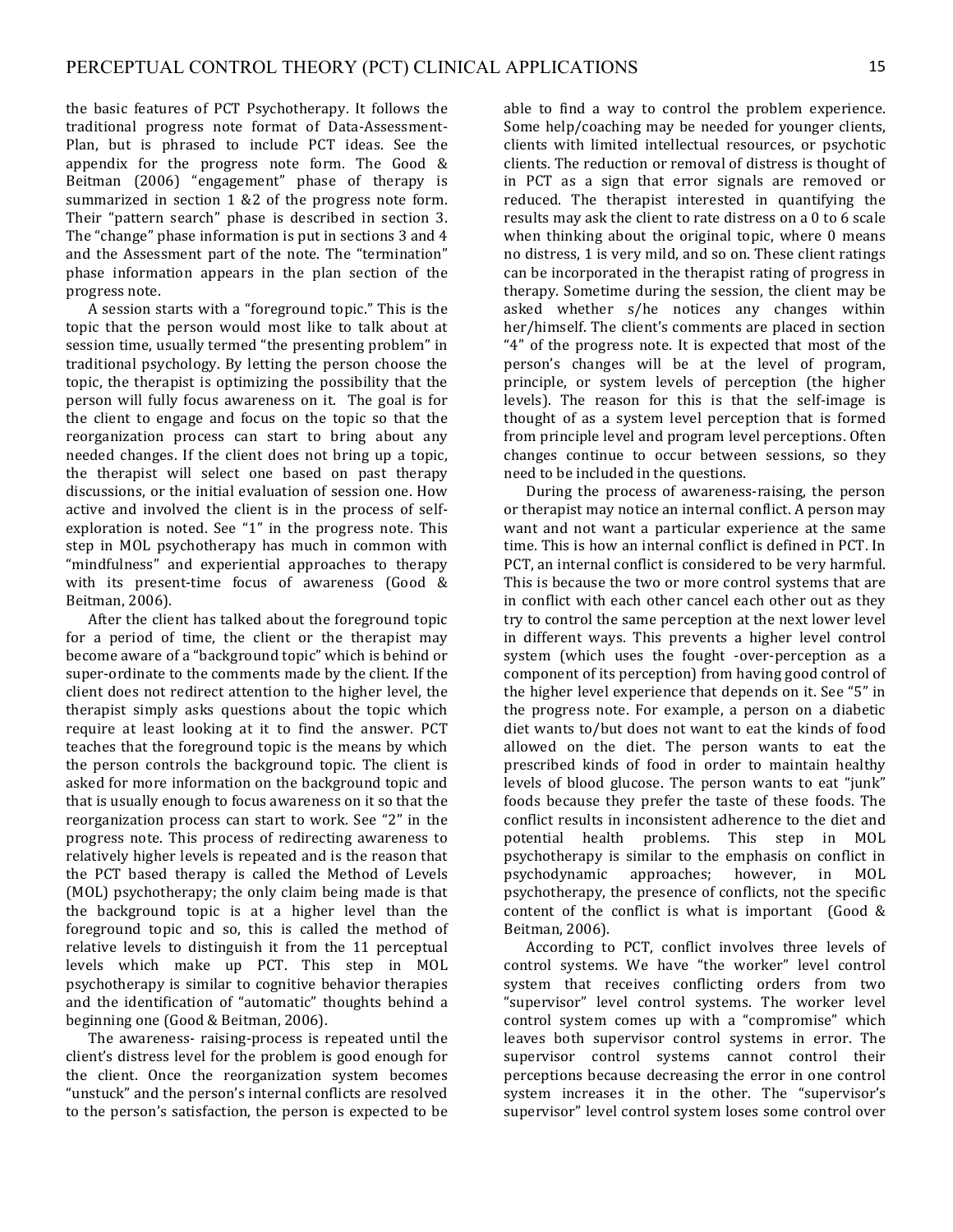the basic features of PCT Psychotherapy. It follows the traditional progress note format of Data-Assessment-Plan, but is phrased to include PCT ideas. See the appendix for the progress note form. The Good & Beitman (2006) "engagement" phase of therapy is summarized in section 1 &2 of the progress note form. Their "pattern search" phase is described in section 3. The "change" phase information is put in sections 3 and 4 and the Assessment part of the note. The "termination" phase information appears in the plan section of the progress note.

A session starts with a "foreground topic." This is the topic that the person would most like to talk about at session time, usually termed "the presenting problem" in traditional psychology. By letting the person choose the topic, the therapist is optimizing the possibility that the person will fully focus awareness on it. The goal is for the client to engage and focus on the topic so that the reorganization process can start to bring about any needed changes. If the client does not bring up a topic, the therapist will select one based on past therapy discussions, or the initial evaluation of session one. How active and involved the client is in the process of self-exploration is noted. See "1" in the progress note. This step in MOL psychotherapy has much in common with "mindfulness" and experiential approaches to therapy with its present-time focus of awareness (Good & Beitman, 2006).

After the client has talked about the foreground topic for a period of time, the client or the therapist may become aware of a "background topic" which is behind or super-ordinate to the comments made by the client. If the client does not redirect attention to the higher level, the therapist simply asks questions about the topic which require at least looking at it to find the answer. PCT teaches that the foreground topic is the means by which the person controls the background topic. The client is asked for more information on the background topic and that is usually enough to focus awareness on it so that the reorganization process can start to work. See "2" in the progress note. This process of redirecting awareness to relatively higher levels is repeated and is the reason that the PCT based therapy is called the Method of Levels (MOL) psychotherapy; the only claim being made is that the background topic is at a higher level than the foreground topic and so, this is called the method of relative levels to distinguish it from the 11 perceptual levels which make up PCT. This step in MOL psychotherapy is similar to cognitive behavior therapies and the identification of "automatic" thoughts behind a beginning one (Good & Beitman, 2006).

The awareness- raising-process is repeated until the client's distress level for the problem is good enough for the client. Once the reorganization system becomes "unstuck" and the person's internal conflicts are resolved to the person's satisfaction, the person is expected to be able to find a way to control the problem experience. Some help/coaching may be needed for younger clients, clients with limited intellectual resources, or psychotic clients. The reduction or removal of distress is thought of in PCT as a sign that error signals are removed or reduced. The therapist interested in quantifying the results may ask the client to rate distress on a 0 to 6 scale when thinking about the original topic, where 0 means no distress, 1 is very mild, and so on. These client ratings can be incorporated in the therapist rating of progress in therapy. Sometime during the session, the client may be asked whether s/he notices any changes within her/himself. The client's comments are placed in section "4" of the progress note. It is expected that most of the person's changes will be at the level of program, principle, or system levels of perception (the higher levels). The reason for this is that the self-image is thought of as a system level perception that is formed from principle level and program level perceptions. Often changes continue to occur between sessions, so they need to be included in the questions.

During the process of awareness-raising, the person or therapist may notice an internal conflict. A person may want and not want a particular experience at the same time. This is how an internal conflict is defined in PCT. In PCT, an internal conflict is considered to be very harmful. This is because the two or more control systems that are in conflict with each other cancel each other out as they try to control the same perception at the next lower level in different ways. This prevents a higher level control system (which uses the fought -over-perception as a component of its perception) from having good control of the higher level experience that depends on it. See "5" in the progress note. For example, a person on a diabetic diet wants to/but does not want to eat the kinds of food allowed on the diet. The person wants to eat the prescribed kinds of food in order to maintain healthy levels of blood glucose. The person wants to eat "junk" foods because they prefer the taste of these foods. The conflict results in inconsistent adherence to the diet and potential health problems. This step in MOL psychotherapy is similar to the emphasis on conflict in psychodynamic approaches; however, in MOL psychotherapy, the presence of conflicts, not the specific content of the conflict is what is important (Good & Beitman, 2006).

According to PCT, conflict involves three levels of control systems. We have "the worker" level control system that receives conflicting orders from two "supervisor" level control systems. The worker level control system comes up with a "compromise" which leaves both supervisor control systems in error. The supervisor control systems cannot control their perceptions because decreasing the error in one control system increases it in the other. The "supervisor's supervisor" level control system loses some control over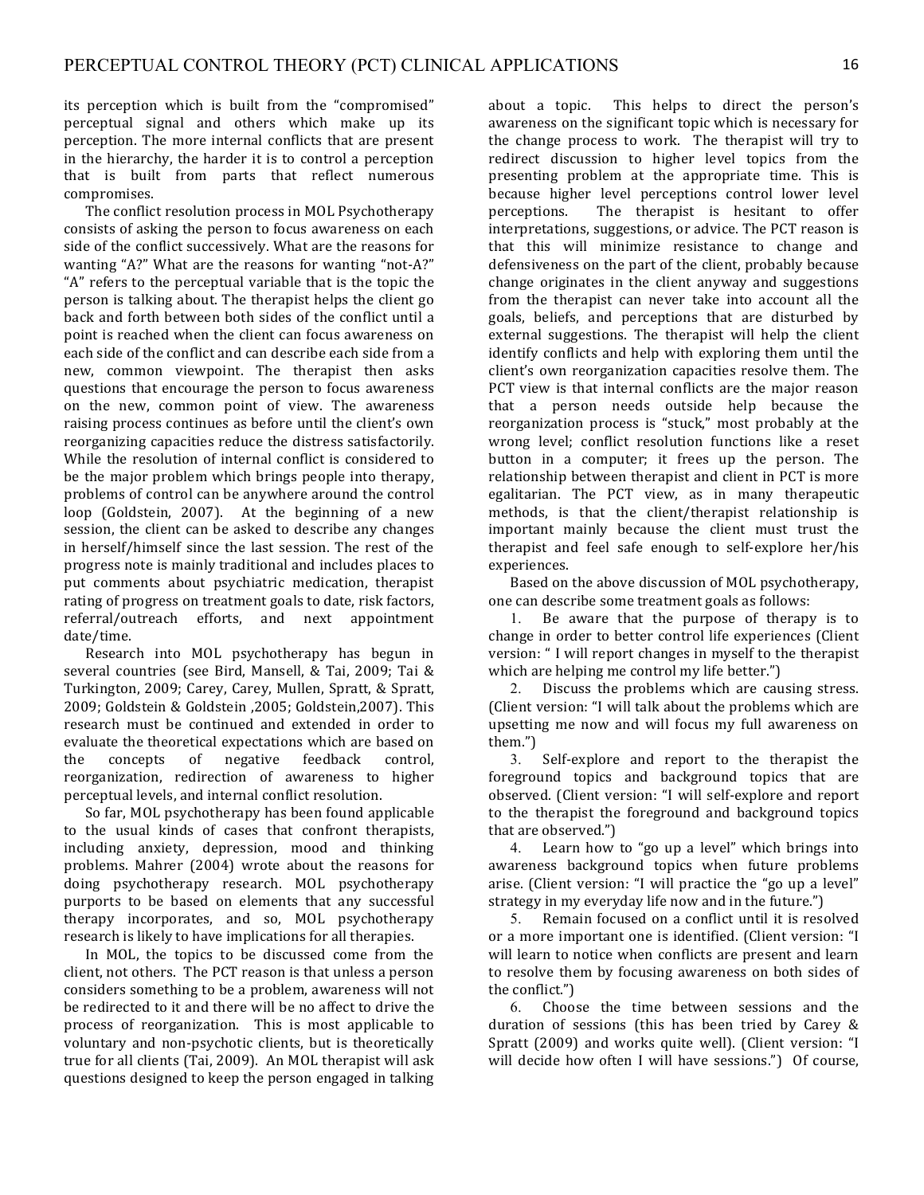its perception which is built from the "compromised" perceptual signal and others which make up its perception. The more internal conflicts that are present in the hierarchy, the harder it is to control a perception that is built from parts that reflect numerous compromises.

The conflict resolution process in MOL Psychotherapy consists of asking the person to focus awareness on each side of the conflict successively. What are the reasons for wanting "A?" What are the reasons for wanting "not-A?" "A" refers to the perceptual variable that is the topic the person is talking about. The therapist helps the client go back and forth between both sides of the conflict until a point is reached when the client can focus awareness on each side of the conflict and can describe each side from a new, common viewpoint. The therapist then asks questions that encourage the person to focus awareness on the new, common point of view. The awareness raising process continues as before until the client's own reorganizing capacities reduce the distress satisfactorily. While the resolution of internal conflict is considered to be the major problem which brings people into therapy, problems of control can be anywhere around the control loop (Goldstein, 2007). At the beginning of a new session, the client can be asked to describe any changes in herself/himself since the last session. The rest of the progress note is mainly traditional and includes places to put comments about psychiatric medication, therapist rating of progress on treatment goals to date, risk factors, referral/outreach efforts, and next appointment date/time.

Research into MOL psychotherapy has begun in several countries (see Bird, Mansell, & Tai, 2009; Tai & Turkington, 2009; Carey, Carey, Mullen, Spratt, & Spratt, 2009; Goldstein & Goldstein ,2005; Goldstein,2007). This research must be continued and extended in order to evaluate the theoretical expectations which are based on the concepts of negative feedback control, reorganization, redirection of awareness to higher perceptual levels, and internal conflict resolution.

So far, MOL psychotherapy has been found applicable to the usual kinds of cases that confront therapists, including anxiety, depression, mood and thinking problems. Mahrer (2004) wrote about the reasons for doing psychotherapy research. MOL psychotherapy purports to be based on elements that any successful therapy incorporates, and so, MOL psychotherapy research is likely to have implications for all therapies.

In MOL, the topics to be discussed come from the client, not others. The PCT reason is that unless a person considers something to be a problem, awareness will not be redirected to it and there will be no affect to drive the process of reorganization. This is most applicable to voluntary and non-psychotic clients, but is theoretically true for all clients (Tai, 2009). An MOL therapist will ask questions designed to keep the person engaged in talking about a topic. This helps to direct the person's awareness on the significant topic which is necessary for the change process to work. The therapist will try to redirect discussion to higher level topics from the presenting problem at the appropriate time. This is because higher level perceptions control lower level perceptions. The therapist is hesitant to offer interpretations, suggestions, or advice. The PCT reason is that this will minimize resistance to change and defensiveness on the part of the client, probably because change originates in the client anyway and suggestions from the therapist can never take into account all the goals, beliefs, and perceptions that are disturbed by external suggestions. The therapist will help the client identify conflicts and help with exploring them until the client's own reorganization capacities resolve them. The PCT view is that internal conflicts are the major reason that a person needs outside help because the reorganization process is "stuck," most probably at the wrong level; conflict resolution functions like a reset button in a computer; it frees up the person. The relationship between therapist and client in PCT is more egalitarian. The PCT view, as in many therapeutic methods, is that the client/therapist relationship is important mainly because the client must trust the therapist and feel safe enough to self-explore her/his experiences.

Based on the above discussion of MOL psychotherapy, one can describe some treatment goals as follows:

1. Be aware that the purpose of therapy is to change in order to better control life experiences (Client version: " I will report changes in myself to the therapist which are helping me control my life better.")
2. Discuss the problems which are causing stress. (Client version: "I will talk about the problems which are upsetting me now and will focus my full awareness on them.")
3. Self-explore and report to the therapist the foreground topics and background topics that are observed. (Client version: "I will self-explore and report to the therapist the foreground and background topics that are observed.")
4. Learn how to "go up a level" which brings into awareness background topics when future problems arise. (Client version: "I will practice the "go up a level" strategy in my everyday life now and in the future.")
5. Remain focused on a conflict until it is resolved or a more important one is identified. (Client version: "I will learn to notice when conflicts are present and learn to resolve them by focusing awareness on both sides of the conflict.")
6. Choose the time between sessions and the duration of sessions (this has been tried by Carey & Spratt (2009) and works quite well). (Client version: "I will decide how often I will have sessions.") Of course,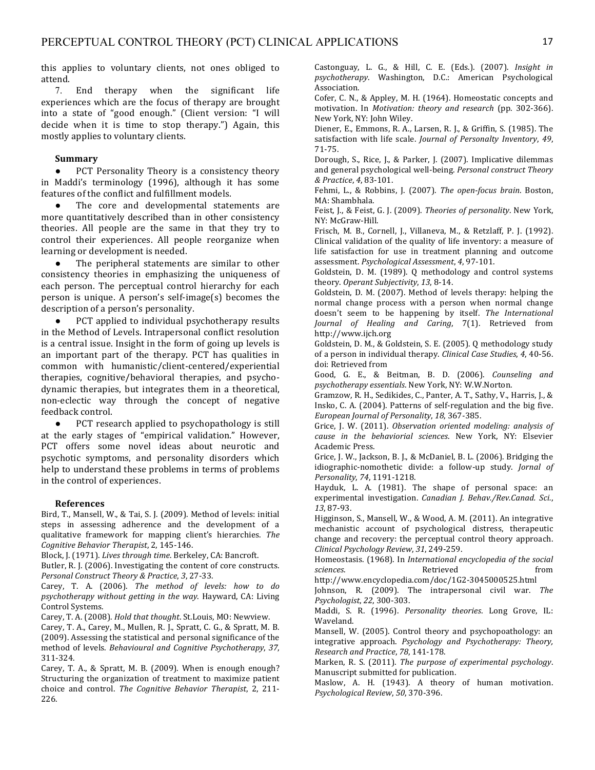this applies to voluntary clients, not ones obliged to attend.

7. End therapy when the significant life experiences which are the focus of therapy are brought into a state of "good enough." (Client version: "I will decide when it is time to stop therapy.") Again, this mostly applies to voluntary clients.

### Summary

- PCT Personality Theory is a consistency theory in Maddi's terminology (1996), although it has some features of the conflict and fulfillment models.
- The core and developmental statements are more quantitatively described than in other consistency theories. All people are the same in that they try to control their experiences. All people reorganize when learning or development is needed.
- The peripheral statements are similar to other consistency theories in emphasizing the uniqueness of each person. The perceptual control hierarchy for each person is unique. A person's self-image(s) becomes the description of a person's personality.
- PCT applied to individual psychotherapy results in the Method of Levels. Intrapersonal conflict resolution is a central issue. Insight in the form of going up levels is an important part of the therapy. PCT has qualities in common with humanistic/client-centered/experiential therapies, cognitive/behavioral therapies, and psycho-dynamic therapies, but integrates them in a theoretical, non-eclectic way through the concept of negative feedback control.
- PCT research applied to psychopathology is still at the early stages of "empirical validation." However, PCT offers some novel ideas about neurotic and psychotic symptoms, and personality disorders which help to understand these problems in terms of problems in the control of experiences.

### References

Bird, T., Mansell, W., & Tai, S. J. (2009). Method of levels: initial steps in assessing adherence and the development of a qualitative framework for mapping client's hierarchies. *The Cognitive Behavior Therapist*, 2, 145-146.

Block, J. (1971). *Lives through time*. Berkeley, CA: Bancroft.

Butler, R. J. (2006). Investigating the content of core constructs. *Personal Construct Theory & Practice*, *3*, 27-33.

Carey, T. A. (2006). *The method of levels: how to do psychotherapy without getting in the way*. Hayward, CA: Living Control Systems.

Carey, T. A. (2008). *Hold that thought*. St.Louis, MO: Newview.

Carey, T. A., Carey, M., Mullen, R. J., Spratt, C. G., & Spratt, M. B. (2009). Assessing the statistical and personal significance of the method of levels. *Behavioural and Cognitive Psychotherapy*, *37*, 311-324.

Carey, T. A., & Spratt, M. B. (2009). When is enough enough? Structuring the organization of treatment to maximize patient choice and control. *The Cognitive Behavior Therapist*, 2, 211-226.

Castonguay, L. G., & Hill, C. E. (Eds.). (2007). *Insight in psychotherapy*. Washington, D.C.: American Psychological Association.

Cofer, C. N., & Appley, M. H. (1964). Homeostatic concepts and motivation. In *Motivation: theory and research* (pp. 302-366). New York, NY: John Wiley.

Diener, E., Emmons, R. A., Larsen, R. J., & Griffin, S. (1985). The satisfaction with life scale. *Journal of Personalty Inventory*, *49*, 71-75.

Dorough, S., Rice, J., & Parker, J. (2007). Implicative dilemmas and general psychological well-being. *Personal construct Theory & Practice*, *4*, 83-101.

Fehmi, L., & Robbins, J. (2007). *The open-focus brain*. Boston, MA: Shambhala.

Feist, J., & Feist, G. J. (2009). *Theories of personality*. New York, NY: McGraw-Hill.

Frisch, M. B., Cornell, J., Villaneva, M., & Retzlaff, P. J. (1992). Clinical validation of the quality of life inventory: a measure of life satisfaction for use in treatment planning and outcome assessment. *Psychological Assessment*, *4*, 97-101.

Goldstein, D. M. (1989). Q methodology and control systems theory. *Operant Subjectivity*, *13*, 8-14.

Goldstein, D. M. (2007). Method of levels therapy: helping the normal change process with a person when normal change doesn't seem to be happening by itself. *The International Journal of Healing and Caring*, 7(1). Retrieved from http://www.ijch.org

Goldstein, D. M., & Goldstein, S. E. (2005). Q methodology study of a person in individual therapy. *Clinical Case Studies*, *4*, 40-56. doi: Retrieved from

Good, G. E., & Beitman, B. D. (2006). *Counseling and psychotherapy essentials*. New York, NY: W.W.Norton.

Gramzow, R. H., Sedikides, C., Panter, A. T., Sathy, V., Harris, J., & Insko, C. A. (2004). Patterns of self-regulation and the big five. *European Journal of Personality*, *18*, 367-385.

Grice, J. W. (2011). *Observation oriented modeling: analysis of cause in the behaviorial sciences*. New York, NY: Elsevier Academic Press.

Grice, J. W., Jackson, B. J., & McDaniel, B. L. (2006). Bridging the idiographic-nomothetic divide: a follow-up study. *Jornal of Personality*, *74*, 1191-1218.

Hayduk, L. A. (1981). The shape of personal space: an experimental investigation. *Canadian J. Behav./Rev.Canad. Sci.*, *13*, 87-93.

Higginson, S., Mansell, W., & Wood, A. M. (2011). An integrative mechanistic account of psychological distress, therapeutic change and recovery: the perceptual control theory approach. *Clinical Psychology Review*, *31*, 249-259.

Homeostasis. (1968). In *International encyclopedia of the social sciences*. Retrieved from http://www.encyclopedia.com/doc/1G2-3045000525.html

Johnson, R. (2009). The intrapersonal civil war. *The Psychologist*, *22*, 300-303.

Maddi, S. R. (1996). *Personality theories*. Long Grove, IL: Waveland.

Mansell, W. (2005). Control theory and psychopoathology: an integrative approach. *Psychology and Psychotherapy: Theory, Research and Practice*, *78*, 141-178.

Marken, R. S. (2011). *The purpose of experimental psychology*. Manuscript submitted for publication.

Maslow, A. H. (1943). A theory of human motivation. *Psychological Review*, *50*, 370-396.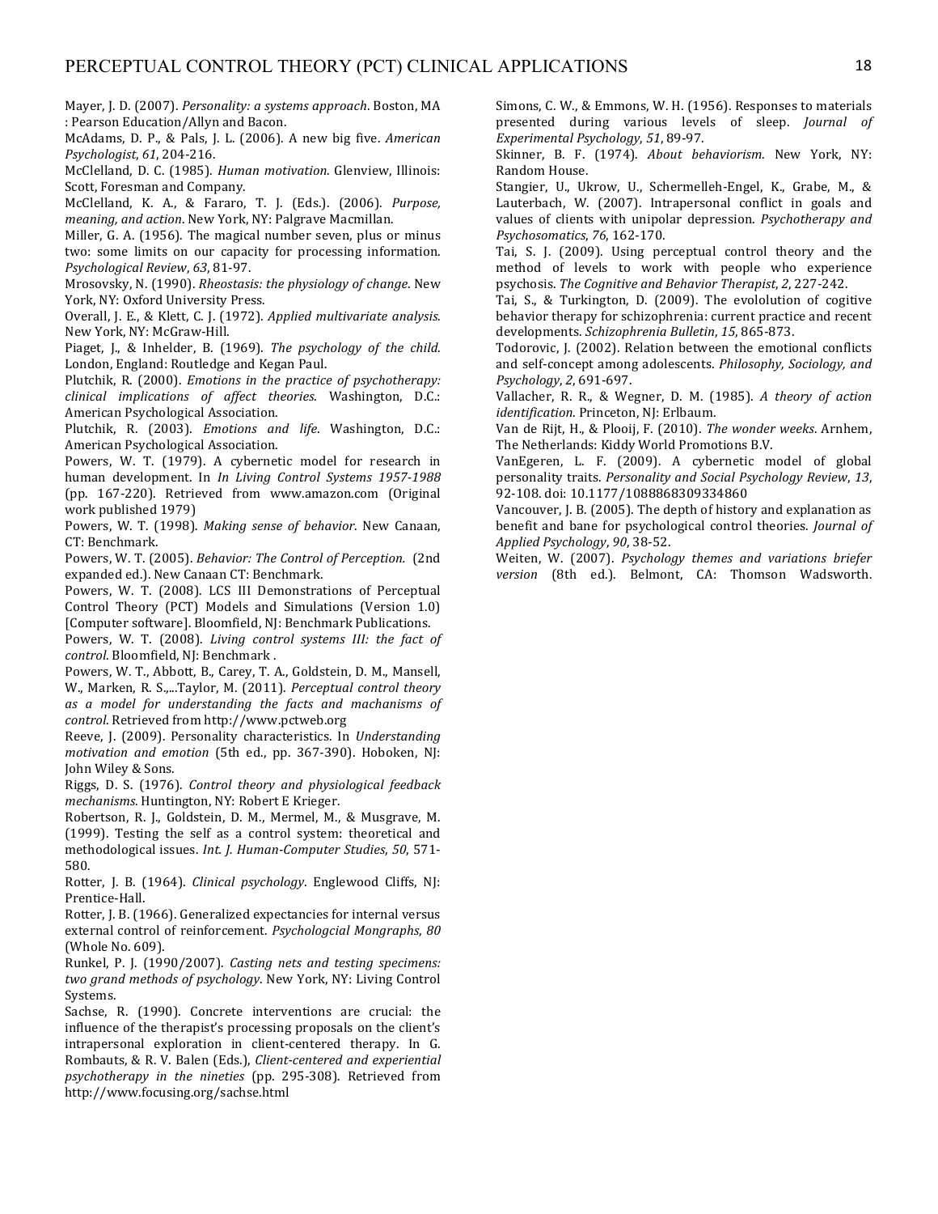Mayer, J. D. (2007). *Personality: a systems approach*. Boston, MA : Pearson Education/Allyn and Bacon.

McAdams, D. P., & Pals, J. L. (2006). A new big five. *American Psychologist*, *61*, 204-216.

McClelland, D. C. (1985). *Human motivation*. Glenview, Illinois: Scott, Foresman and Company.

McClelland, K. A., & Fararo, T. J. (Eds.). (2006). *Purpose, meaning, and action*. New York, NY: Palgrave Macmillan.

Miller, G. A. (1956). The magical number seven, plus or minus two: some limits on our capacity for processing information. *Psychological Review*, *63*, 81-97.

Mrosovsky, N. (1990). *Rheostasis: the physiology of change*. New York, NY: Oxford University Press.

Overall, J. E., & Klett, C. J. (1972). *Applied multivariate analysis*. New York, NY: McGraw-Hill.

Piaget, J., & Inhelder, B. (1969). *The psychology of the child*. London, England: Routledge and Kegan Paul.

Plutchik, R. (2000). *Emotions in the practice of psychotherapy: clinical implications of affect theories*. Washington, D.C.: American Psychological Association.

Plutchik, R. (2003). *Emotions and life*. Washington, D.C.: American Psychological Association.

Powers, W. T. (1979). A cybernetic model for research in human development. In *In Living Control Systems 1957-1988* (pp. 167-220). Retrieved from www.amazon.com (Original work published 1979)

Powers, W. T. (1998). *Making sense of behavior*. New Canaan, CT: Benchmark.

Powers, W. T. (2005). *Behavior: The Control of Perception.* (2nd expanded ed.). New Canaan CT: Benchmark.

Powers, W. T. (2008). LCS III Demonstrations of Perceptual Control Theory (PCT) Models and Simulations (Version 1.0) [Computer software]. Bloomfield, NJ: Benchmark Publications.

Powers, W. T. (2008). *Living control systems III: the fact of control*. Bloomfield, NJ: Benchmark .

Powers, W. T., Abbott, B., Carey, T. A., Goldstein, D. M., Mansell, W., Marken, R. S.,...Taylor, M. (2011). *Perceptual control theory as a model for understanding the facts and machanisms of control*. Retrieved from http://www.pctweb.org

Reeve, J. (2009). Personality characteristics. In *Understanding motivation and emotion* (5th ed., pp. 367-390). Hoboken, NJ: John Wiley & Sons.

Riggs, D. S. (1976). *Control theory and physiological feedback mechanisms*. Huntington, NY: Robert E Krieger.

Robertson, R. J., Goldstein, D. M., Mermel, M., & Musgrave, M. (1999). Testing the self as a control system: theoretical and methodological issues. *Int. J. Human-Computer Studies*, *50*, 571-580.

Rotter, J. B. (1964). *Clinical psychology*. Englewood Cliffs, NJ: Prentice-Hall.

Rotter, J. B. (1966). Generalized expectancies for internal versus external control of reinforcement. *Psychologcial Mongraphs*, *80* (Whole No. 609).

Runkel, P. J. (1990/2007). *Casting nets and testing specimens: two grand methods of psychology*. New York, NY: Living Control Systems.

Sachse, R. (1990). Concrete interventions are crucial: the influence of the therapist's processing proposals on the client's intrapersonal exploration in client-centered therapy. In G. Rombauts, & R. V. Balen (Eds.), *Client-centered and experiential psychotherapy in the nineties* (pp. 295-308). Retrieved from http://www.focusing.org/sachse.html

Simons, C. W., & Emmons, W. H. (1956). Responses to materials presented during various levels of sleep. *Journal of Experimental Psychology*, *51*, 89-97.

Skinner, B. F. (1974). *About behaviorism*. New York, NY: Random House.

Stangier, U., Ukrow, U., Schermelleh-Engel, K., Grabe, M., & Lauterbach, W. (2007). Intrapersonal conflict in goals and values of clients with unipolar depression. *Psychotherapy and Psychosomatics*, *76*, 162-170.

Tai, S. J. (2009). Using perceptual control theory and the method of levels to work with people who experience psychosis. *The Cognitive and Behavior Therapist*, *2*, 227-242.

Tai, S., & Turkington, D. (2009). The evololution of cogitive behavior therapy for schizophrenia: current practice and recent developments. *Schizophrenia Bulletin*, *15*, 865-873.

Todorovic, J. (2002). Relation between the emotional conflicts and self-concept among adolescents. *Philosophy, Sociology, and Psychology*, *2*, 691-697.

Vallacher, R. R., & Wegner, D. M. (1985). *A theory of action identification*. Princeton, NJ: Erlbaum.

Van de Rijt, H., & Plooij, F. (2010). *The wonder weeks*. Arnhem, The Netherlands: Kiddy World Promotions B.V.

VanEgeren, L. F. (2009). A cybernetic model of global personality traits. *Personality and Social Psychology Review*, *13*, 92-108. doi: 10.1177/1088868309334860

Vancouver, J. B. (2005). The depth of history and explanation as benefit and bane for psychological control theories. *Journal of Applied Psychology*, *90*, 38-52.

Weiten, W. (2007). *Psychology themes and variations briefer version* (8th ed.). Belmont, CA: Thomson Wadsworth.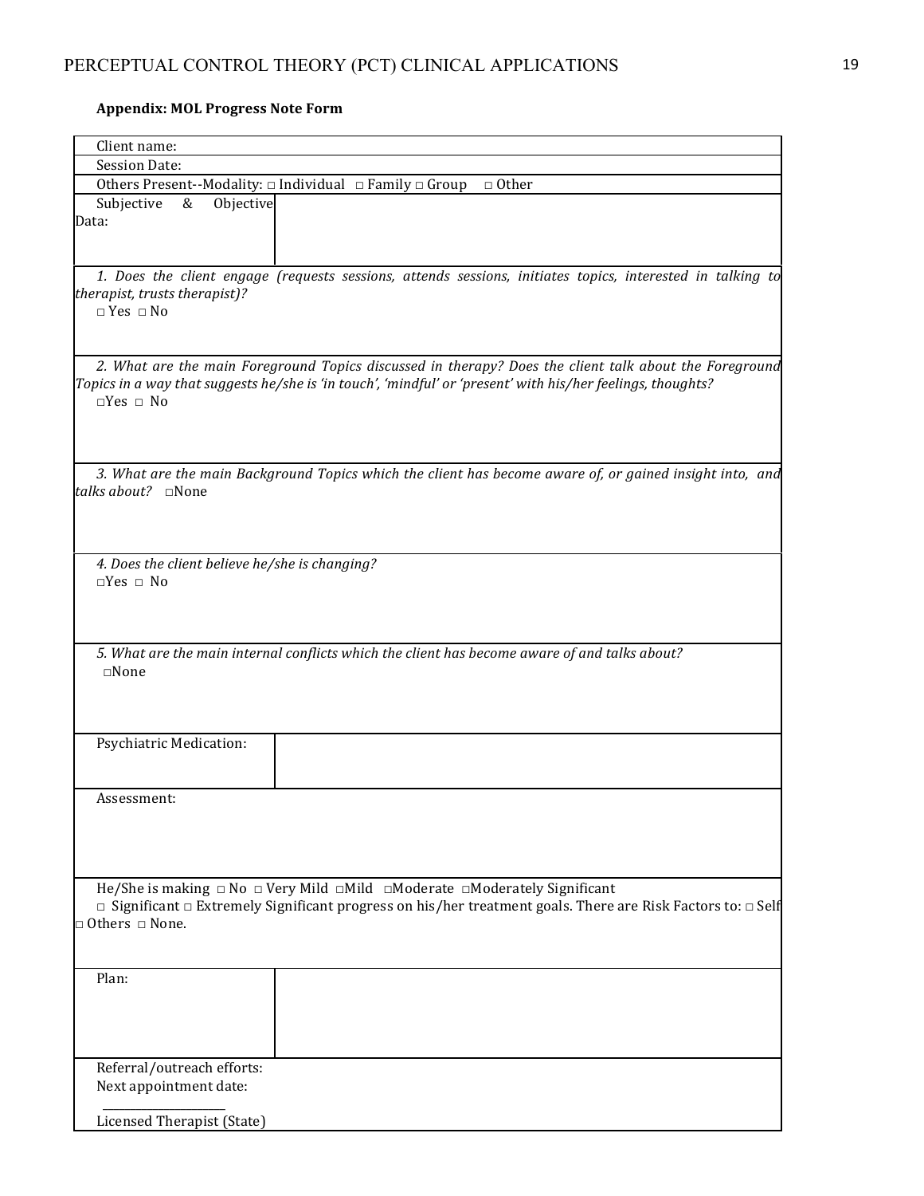**Appendix: MOL Progress Note Form**

| | |
|---|---|
| Client name: | |
| Session Date: | |
| Others Present--Modality: □ Individual □ Family □ Group □ Other | |
| Subjective & Objective Data: | |
| *1. Does the client engage (requests sessions, attends sessions, initiates topics, interested in talking to therapist, trusts therapist)?* □ Yes □ No | |
| *2. What are the main Foreground Topics discussed in therapy? Does the client talk about the Foreground Topics in a way that suggests he/she is 'in touch', 'mindful' or 'present' with his/her feelings, thoughts?* □Yes □ No | |
| *3. What are the main Background Topics which the client has become aware of, or gained insight into, and talks about?* □None | |
| *4. Does the client believe he/she is changing?* □Yes □ No | |
| *5. What are the main internal conflicts which the client has become aware of and talks about?* □None | |
| Psychiatric Medication: | |
| Assessment: | |
| He/She is making □ No □ Very Mild □Mild □Moderate □Moderately Significant □ Significant □ Extremely Significant progress on his/her treatment goals. There are Risk Factors to: □ Self □ Others □ None. | |
| Plan: | |
| Referral/outreach efforts: Next appointment date: ____________________ Licensed Therapist (State) | |